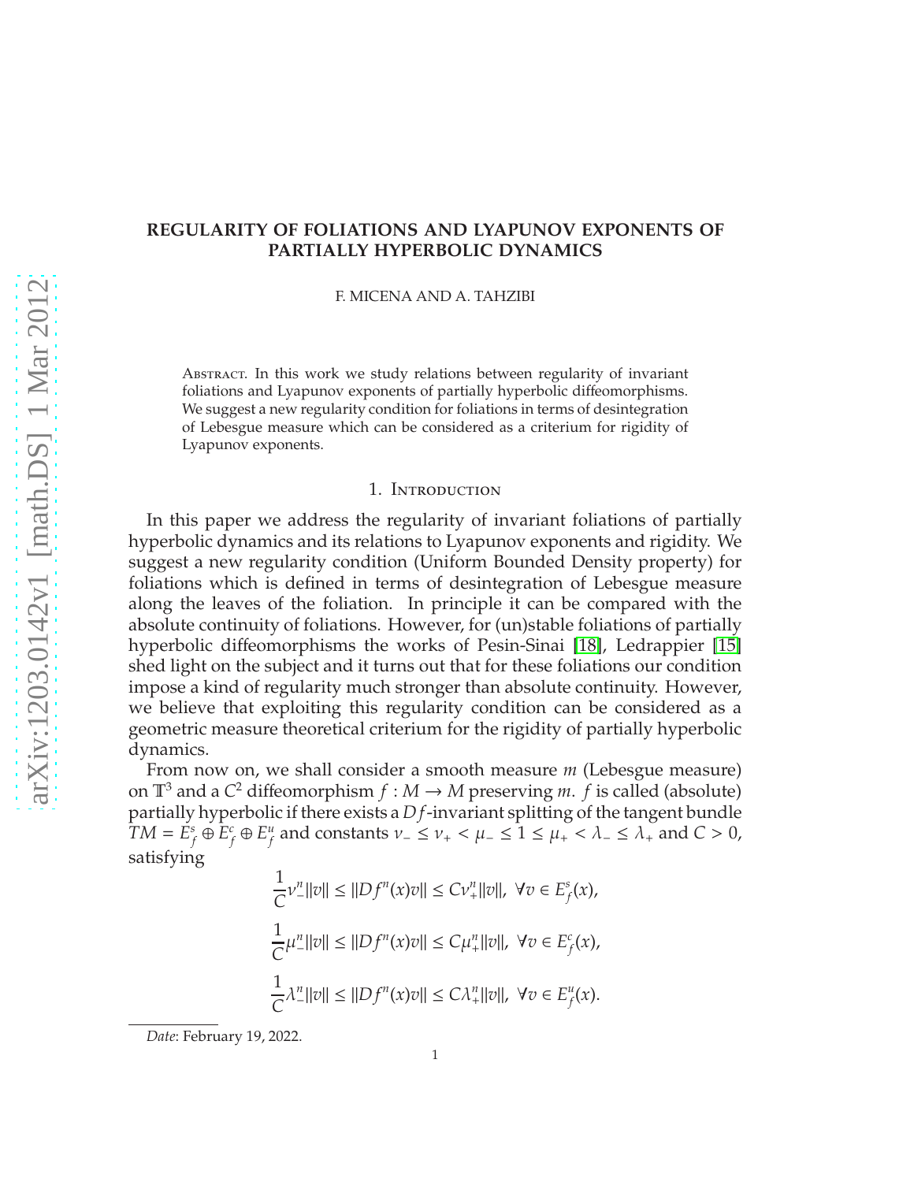# REGULARITY OF FOLIATIONS AND LYAPUNOV EXPONENTS OF PARTIALLY HYPERBOLIC DYNAMICS

F. MICENA AND A. TAHZIBI

Abstract. In this work we study relations between regularity of invariant foliations and Lyapunov exponents of partially hyperbolic diffeomorphisms. We suggest a new regularity condition for foliations in terms of desintegration of Lebesgue measure which can be considered as a criterium for rigidity of Lyapunov exponents.

## 1. Introduction

In this paper we address the regularity of invariant foliations of partially hyperbolic dynamics and its relations to Lyapunov exponents and rigidity. We suggest a new regularity condition (Uniform Bounded Density property) for foliations which is defined in terms of desintegration of Lebesgue measure along the leaves of the foliation. In principle it can be compared with the absolute continuity of foliations. However, for (un)stable foliations of partially hyperbolic diffeomorphisms the works of Pesin-Sinai [18], Ledrappier [15] shed light on the subject and it turns out that for these foliations our condition impose a kind of regularity much stronger than absolute continuity. However, we believe that exploiting this regularity condition can be considered as a geometric measure theoretical criterium for the rigidity of partially hyperbolic dynamics.

From now on, we shall consider a smooth measure $m$ (Lebesgue measure) on $\mathbb{T}^3$ and a $C^2$ diffeomorphism $f : M \to M$ preserving $m$. $f$ is called (absolute) partially hyperbolic if there exists a $Df$-invariant splitting of the tangent bundle $TM = E^s_f \oplus E^c_f \oplus E^u_f$ and constants $\nu_- \leq \nu_+ < \mu_- \leq 1 \leq \mu_+ < \lambda_- \leq \lambda_+$ and $C > 0$, satisfying

$$\frac{1}{C}\nu_-^n\|v\| \leq \|Df^n(x)v\| \leq C\nu_+^n\|v\|, \ \forall v \in E^s_f(x),$$

$$\frac{1}{C}\mu_-^n\|v\| \leq \|Df^n(x)v\| \leq C\mu_+^n\|v\|, \ \forall v \in E^c_f(x),$$

$$\frac{1}{C}\lambda_-^n\|v\| \leq \|Df^n(x)v\| \leq C\lambda_+^n\|v\|, \ \forall v \in E^u_f(x).$$

*Date*: February 19, 2022.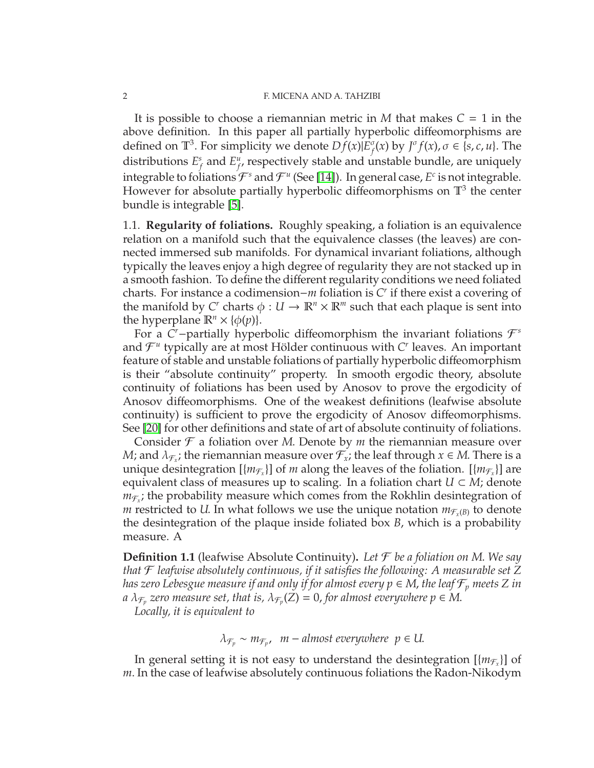It is possible to choose a riemannian metric in $M$ that makes $C = 1$ in the above definition. In this paper all partially hyperbolic diffeomorphisms are defined on $\mathbb{T}^3$. For simplicity we denote $Df(x)|E^{\sigma}_f(x)$ by $J^{\sigma}f(x), \sigma \in \{s, c, u\}$. The distributions $E^s_f$ and $E^u_f$, respectively stable and unstable bundle, are uniquely integrable to foliations $\mathcal{F}^s$ and $\mathcal{F}^u$ (See [14]). In general case, $E^c$ is not integrable. However for absolute partially hyperbolic diffeomorphisms on $\mathbb{T}^3$ the center bundle is integrable [5].

### 1.1. **Regularity of foliations.**

Roughly speaking, a foliation is an equivalence relation on a manifold such that the equivalence classes (the leaves) are connected immersed sub manifolds. For dynamical invariant foliations, although typically the leaves enjoy a high degree of regularity they are not stacked up in a smooth fashion. To define the different regularity conditions we need foliated charts. For instance a codimension$-m$ foliation is $C^r$ if there exist a covering of the manifold by $C^r$ charts $\phi : U \to \mathbb{R}^n \times \mathbb{R}^m$ such that each plaque is sent into the hyperplane $\mathbb{R}^n \times \{\phi(p)\}$.

For a $C^r-$partially hyperbolic diffeomorphism the invariant foliations $\mathcal{F}^s$ and $\mathcal{F}^u$ typically are at most Hölder continuous with $C^r$ leaves. An important feature of stable and unstable foliations of partially hyperbolic diffeomorphism is their "absolute continuity" property. In smooth ergodic theory, absolute continuity of foliations has been used by Anosov to prove the ergodicity of Anosov diffeomorphisms. One of the weakest definitions (leafwise absolute continuity) is sufficient to prove the ergodicity of Anosov diffeomorphisms. See [20] for other definitions and state of art of absolute continuity of foliations.

Consider $\mathcal{F}$ a foliation over $M$. Denote by $m$ the riemannian measure over $M$; and $\lambda_{\mathcal{F}_x}$; the riemannian measure over $\mathcal{F}_x$; the leaf through $x \in M$. There is a unique desintegration $[\{m_{\mathcal{F}_x}\}]$ of $m$ along the leaves of the foliation. $[\{m_{\mathcal{F}_x}\}]$ are equivalent class of measures up to scaling. In a foliation chart $U \subset M$; denote $m_{\mathcal{F}_x}$; the probability measure which comes from the Rokhlin desintegration of $m$ restricted to $U$. In what follows we use the unique notation $m_{\mathcal{F}_x(B)}$ to denote the desintegration of the plaque inside foliated box $B$, which is a probability measure. A

**Definition 1.1** (leafwise Absolute Continuity)**.** *Let $\mathcal{F}$ be a foliation on $M$. We say that $\mathcal{F}$ leafwise absolutely continuous, if it satisfies the following: A measurable set $Z$ has zero Lebesgue measure if and only if for almost every $p \in M$, the leaf $\mathcal{F}_p$ meets $Z$ in a $\lambda_{\mathcal{F}_p}$ zero measure set, that is, $\lambda_{\mathcal{F}_p}(Z) = 0$, for almost everywhere $p \in M$.*

*Locally, it is equivalent to*

$$\lambda_{\mathcal{F}_p} \sim m_{\mathcal{F}_p}, \quad m - \textit{almost everywhere} \;\; p \in U.$$

In general setting it is not easy to understand the desintegration $[\{m_{\mathcal{F}_x}\}]$ of $m$. In the case of leafwise absolutely continuous foliations the Radon-Nikodym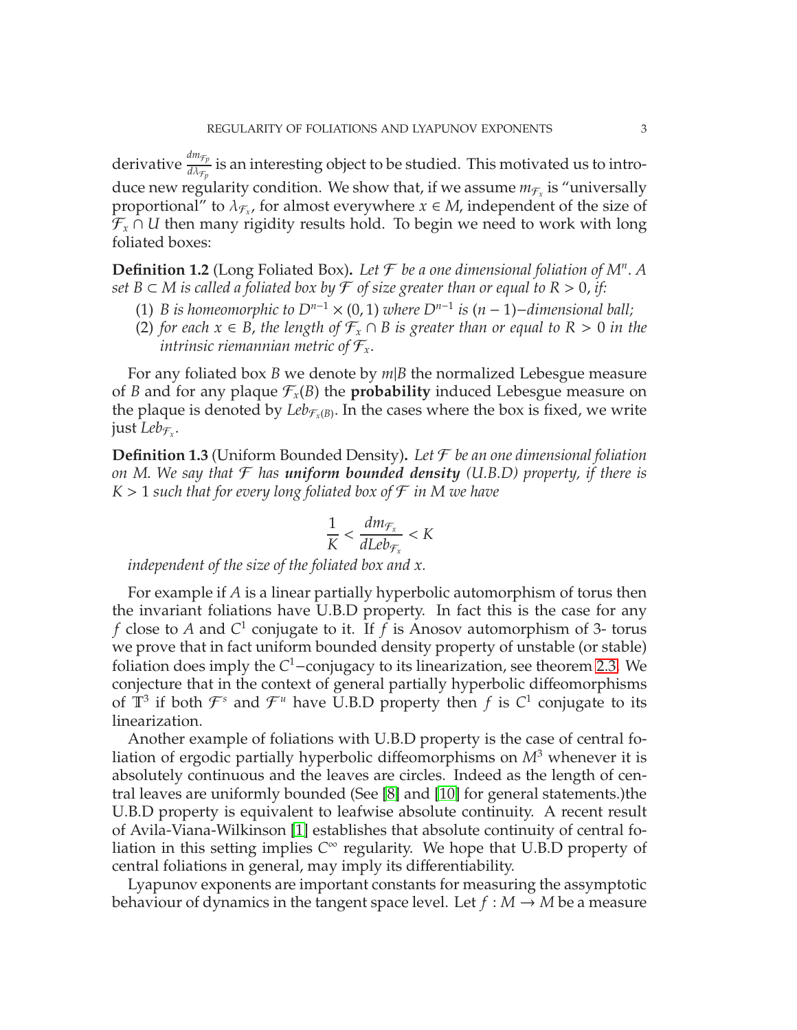derivative $\frac{dm_{\mathcal{F}_p}}{d\lambda_{\mathcal{F}_p}}$ is an interesting object to be studied. This motivated us to introduce new regularity condition. We show that, if we assume $m_{\mathcal{F}_x}$ is "universally proportional" to $\lambda_{\mathcal{F}_x}$, for almost everywhere $x \in M$, independent of the size of $\mathcal{F}_x \cap U$ then many rigidity results hold. To begin we need to work with long foliated boxes:

**Definition 1.2** (Long Foliated Box)**.** *Let $\mathcal{F}$ be a one dimensional foliation of $M^n$. A set $B \subset M$ is called a foliated box by $\mathcal{F}$ of size greater than or equal to $R > 0$, if:*

1. *$B$ is homeomorphic to $D^{n-1} \times (0, 1)$ where $D^{n-1}$ is $(n-1)$–dimensional ball;*
2. *for each $x \in B$, the length of $\mathcal{F}_x \cap B$ is greater than or equal to $R > 0$ in the intrinsic riemannian metric of $\mathcal{F}_x$.*

For any foliated box $B$ we denote by $m|B$ the normalized Lebesgue measure of $B$ and for any plaque $\mathcal{F}_x(B)$ the **probability** induced Lebesgue measure on the plaque is denoted by $Leb_{\mathcal{F}_x(B)}$. In the cases where the box is fixed, we write just $Leb_{\mathcal{F}_x}$.

**Definition 1.3** (Uniform Bounded Density)**.** *Let $\mathcal{F}$ be an one dimensional foliation on $M$. We say that $\mathcal{F}$ has* ***uniform bounded density*** *(U.B.D) property, if there is $K > 1$ such that for every long foliated box of $\mathcal{F}$ in $M$ we have*

$$\frac{1}{K} < \frac{dm_{\mathcal{F}_x}}{dLeb_{\mathcal{F}_x}} < K$$

*independent of the size of the foliated box and $x$.*

For example if $A$ is a linear partially hyperbolic automorphism of torus then the invariant foliations have U.B.D property. In fact this is the case for any $f$ close to $A$ and $C^1$ conjugate to it. If $f$ is Anosov automorphism of 3- torus we prove that in fact uniform bounded density property of unstable (or stable) foliation does imply the $C^1$–conjugacy to its linearization, see theorem 2.3. We conjecture that in the context of general partially hyperbolic diffeomorphisms of $\mathbb{T}^3$ if both $\mathcal{F}^s$ and $\mathcal{F}^u$ have U.B.D property then $f$ is $C^1$ conjugate to its linearization.

Another example of foliations with U.B.D property is the case of central foliation of ergodic partially hyperbolic diffeomorphisms on $M^3$ whenever it is absolutely continuous and the leaves are circles. Indeed as the length of central leaves are uniformly bounded (See [8] and [10] for general statements.)the U.B.D property is equivalent to leafwise absolute continuity. A recent result of Avila-Viana-Wilkinson [1] establishes that absolute continuity of central foliation in this setting implies $C^\infty$ regularity. We hope that U.B.D property of central foliations in general, may imply its differentiability.

Lyapunov exponents are important constants for measuring the assymptotic behaviour of dynamics in the tangent space level. Let $f : M \to M$ be a measure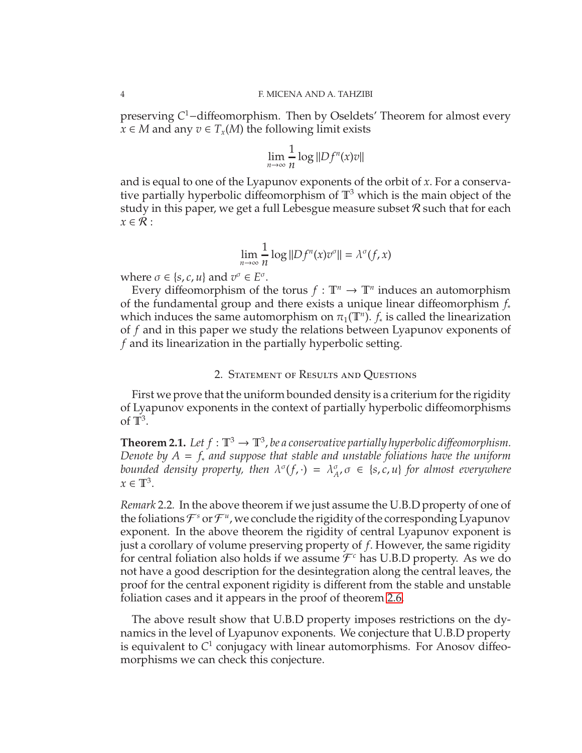preserving $C^1-$diffeomorphism. Then by Oseldets' Theorem for almost every $x \in M$ and any $v \in T_x(M)$ the following limit exists

$$\lim_{n\to\infty} \frac{1}{n} \log \|Df^n(x)v\|$$

and is equal to one of the Lyapunov exponents of the orbit of $x$. For a conservative partially hyperbolic diffeomorphism of $\mathbb{T}^3$ which is the main object of the study in this paper, we get a full Lebesgue measure subset $\mathcal{R}$ such that for each $x \in \mathcal{R}$ :

$$\lim_{n\to\infty} \frac{1}{n} \log \|Df^n(x)v^\sigma\| = \lambda^\sigma(f, x)$$

where $\sigma \in \{s, c, u\}$ and $v^\sigma \in E^\sigma$.

Every diffeomorphism of the torus $f : \mathbb{T}^n \to \mathbb{T}^n$ induces an automorphism of the fundamental group and there exists a unique linear diffeomorphism $f_*$ which induces the same automorphism on $\pi_1(\mathbb{T}^n)$. $f_*$ is called the linearization of $f$ and in this paper we study the relations between Lyapunov exponents of $f$ and its linearization in the partially hyperbolic setting.

## 2. Statement of Results and Questions

First we prove that the uniform bounded density is a criterium for the rigidity of Lyapunov exponents in the context of partially hyperbolic diffeomorphisms of $\mathbb{T}^3$.

**Theorem 2.1.** *Let $f : \mathbb{T}^3 \to \mathbb{T}^3$, be a conservative partially hyperbolic diffeomorphism. Denote by $A = f_*$ and suppose that stable and unstable foliations have the uniform bounded density property, then $\lambda^\sigma(f, \cdot) = \lambda^\sigma_A, \sigma \in \{s, c, u\}$ for almost everywhere $x \in \mathbb{T}^3$.*

*Remark* 2.2. In the above theorem if we just assume the U.B.D property of one of the foliations $\mathcal{F}^s$ or $\mathcal{F}^u$, we conclude the rigidity of the corresponding Lyapunov exponent. In the above theorem the rigidity of central Lyapunov exponent is just a corollary of volume preserving property of $f$. However, the same rigidity for central foliation also holds if we assume $\mathcal{F}^c$ has U.B.D property. As we do not have a good description for the desintegration along the central leaves, the proof for the central exponent rigidity is different from the stable and unstable foliation cases and it appears in the proof of theorem 2.6.

The above result show that U.B.D property imposes restrictions on the dynamics in the level of Lyapunov exponents. We conjecture that U.B.D property is equivalent to $C^1$ conjugacy with linear automorphisms. For Anosov diffeomorphisms we can check this conjecture.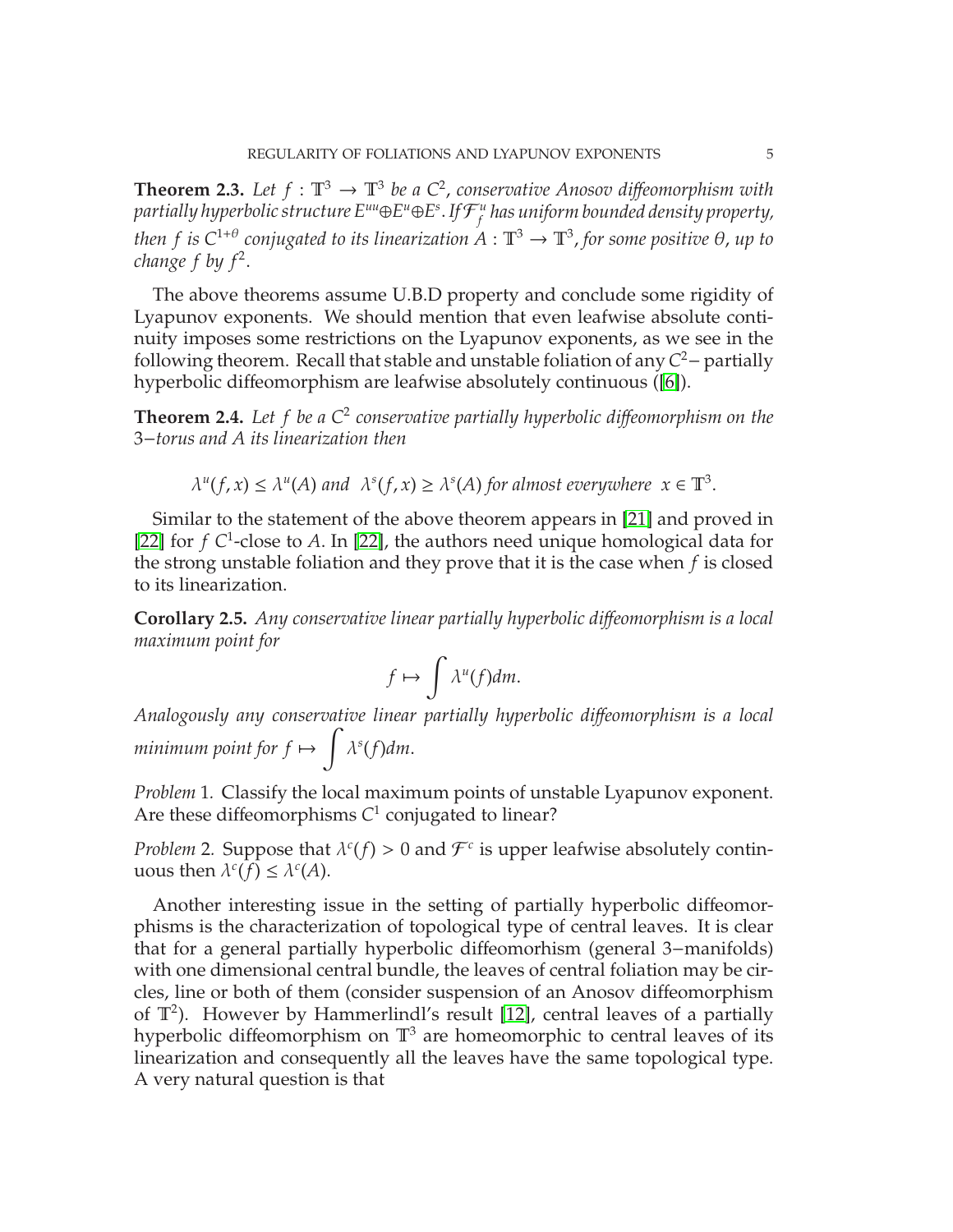**Theorem 2.3.** *Let $f : \mathbb{T}^3 \to \mathbb{T}^3$ be a $C^2$, conservative Anosov diffeomorphism with partially hyperbolic structure $E^{uu} \oplus E^u \oplus E^s$. If $\mathcal{F}^u_f$ has uniform bounded density property, then $f$ is $C^{1+\theta}$ conjugated to its linearization $A : \mathbb{T}^3 \to \mathbb{T}^3$, for some positive $\theta$, up to change $f$ by $f^2$.*

The above theorems assume U.B.D property and conclude some rigidity of Lyapunov exponents. We should mention that even leafwise absolute continuity imposes some restrictions on the Lyapunov exponents, as we see in the following theorem. Recall that stable and unstable foliation of any $C^2-$ partially hyperbolic diffeomorphism are leafwise absolutely continuous ([6]).

**Theorem 2.4.** *Let $f$ be a $C^2$ conservative partially hyperbolic diffeomorphism on the $3-$torus and $A$ its linearization then*

$$\lambda^u(f, x) \leq \lambda^u(A) \text{ and } \lambda^s(f, x) \geq \lambda^s(A) \text{ for almost everywhere } x \in \mathbb{T}^3.$$

Similar to the statement of the above theorem appears in [21] and proved in [22] for $f$ $C^1$-close to $A$. In [22], the authors need unique homological data for the strong unstable foliation and they prove that it is the case when $f$ is closed to its linearization.

**Corollary 2.5.** *Any conservative linear partially hyperbolic diffeomorphism is a local maximum point for*

$$f \mapsto \int \lambda^u(f) dm.$$

*Analogously any conservative linear partially hyperbolic diffeomorphism is a local minimum point for $f \mapsto \int \lambda^s(f) dm$.*

*Problem* 1. Classify the local maximum points of unstable Lyapunov exponent. Are these diffeomorphisms $C^1$ conjugated to linear?

*Problem* 2. Suppose that $\lambda^c(f) > 0$ and $\mathcal{F}^c$ is upper leafwise absolutely continuous then $\lambda^c(f) \leq \lambda^c(A)$.

Another interesting issue in the setting of partially hyperbolic diffeomorphisms is the characterization of topological type of central leaves. It is clear that for a general partially hyperbolic diffeomorhism (general $3-$manifolds) with one dimensional central bundle, the leaves of central foliation may be circles, line or both of them (consider suspension of an Anosov diffeomorphism of $\mathbb{T}^2$). However by Hammerlindl's result [12], central leaves of a partially hyperbolic diffeomorphism on $\mathbb{T}^3$ are homeomorphic to central leaves of its linearization and consequently all the leaves have the same topological type. A very natural question is that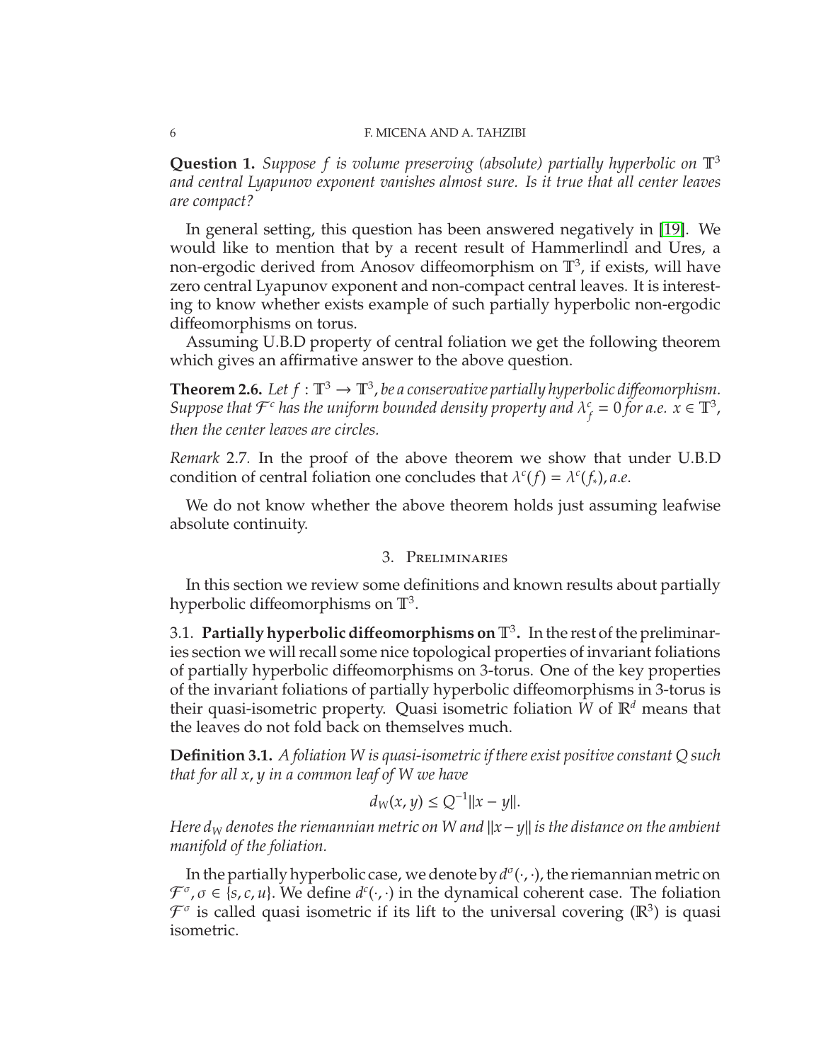**Question 1.** *Suppose $f$ is volume preserving (absolute) partially hyperbolic on $\mathbb{T}^3$ and central Lyapunov exponent vanishes almost sure. Is it true that all center leaves are compact?*

In general setting, this question has been answered negatively in [19]. We would like to mention that by a recent result of Hammerlindl and Ures, a non-ergodic derived from Anosov diffeomorphism on $\mathbb{T}^3$, if exists, will have zero central Lyapunov exponent and non-compact central leaves. It is interesting to know whether exists example of such partially hyperbolic non-ergodic diffeomorphisms on torus.

Assuming U.B.D property of central foliation we get the following theorem which gives an affirmative answer to the above question.

**Theorem 2.6.** *Let $f : \mathbb{T}^3 \to \mathbb{T}^3$, be a conservative partially hyperbolic diffeomorphism. Suppose that $\mathcal{F}^c$ has the uniform bounded density property and $\lambda^c_f = 0$ for a.e. $x \in \mathbb{T}^3$, then the center leaves are circles.*

*Remark* 2.7. In the proof of the above theorem we show that under U.B.D condition of central foliation one concludes that $\lambda^c(f) = \lambda^c(f_*)$, *a.e.*

We do not know whether the above theorem holds just assuming leafwise absolute continuity.

## 3. Preliminaries

In this section we review some definitions and known results about partially hyperbolic diffeomorphisms on $\mathbb{T}^3$.

### 3.1. Partially hyperbolic diffeomorphisms on $\mathbb{T}^3$.

In the rest of the preliminaries section we will recall some nice topological properties of invariant foliations of partially hyperbolic diffeomorphisms on 3-torus. One of the key properties of the invariant foliations of partially hyperbolic diffeomorphisms in 3-torus is their quasi-isometric property. Quasi isometric foliation $W$ of $\mathbb{R}^d$ means that the leaves do not fold back on themselves much.

**Definition 3.1.** *A foliation $W$ is quasi-isometric if there exist positive constant $Q$ such that for all $x, y$ in a common leaf of $W$ we have*

$$d_W(x, y) \leq Q^{-1}\|x - y\|.$$

*Here $d_W$ denotes the riemannian metric on $W$ and $\|x-y\|$ is the distance on the ambient manifold of the foliation.*

In the partially hyperbolic case, we denote by $d^\sigma(\cdot, \cdot)$, the riemannian metric on $\mathcal{F}^\sigma$, $\sigma \in \{s, c, u\}$. We define $d^c(\cdot, \cdot)$ in the dynamical coherent case. The foliation $\mathcal{F}^\sigma$ is called quasi isometric if its lift to the universal covering ($\mathbb{R}^3$) is quasi isometric.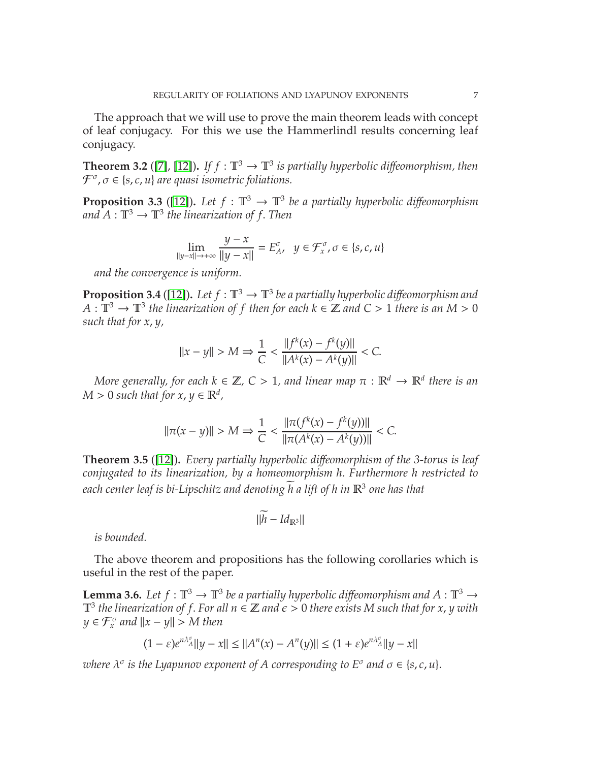The approach that we will use to prove the main theorem leads with concept of leaf conjugacy. For this we use the Hammerlindl results concerning leaf conjugacy.

**Theorem 3.2** ([7], [12]). *If $f : \mathbb{T}^3 \to \mathbb{T}^3$ is partially hyperbolic diffeomorphism, then $\mathcal{F}^\sigma, \sigma \in \{s, c, u\}$ are quasi isometric foliations.*

**Proposition 3.3** ([12]). *Let $f : \mathbb{T}^3 \to \mathbb{T}^3$ be a partially hyperbolic diffeomorphism and $A : \mathbb{T}^3 \to \mathbb{T}^3$ the linearization of $f$. Then*

$$\lim_{\|y-x\| \to +\infty} \frac{y - x}{\|y - x\|} = E_A^\sigma, \quad y \in \mathcal{F}_x^\sigma, \sigma \in \{s, c, u\}$$

*and the convergence is uniform.*

**Proposition 3.4** ([12]). *Let $f : \mathbb{T}^3 \to \mathbb{T}^3$ be a partially hyperbolic diffeomorphism and $A : \mathbb{T}^3 \to \mathbb{T}^3$ the linearization of $f$ then for each $k \in \mathbb{Z}$ and $C > 1$ there is an $M > 0$ such that for $x, y$,*

$$\|x - y\| > M \Rightarrow \frac{1}{C} < \frac{\|f^k(x) - f^k(y)\|}{\|A^k(x) - A^k(y)\|} < C.$$

*More generally, for each $k \in \mathbb{Z}$, $C > 1$, and linear map $\pi : \mathbb{R}^d \to \mathbb{R}^d$ there is an $M > 0$ such that for $x, y \in \mathbb{R}^d$,*

$$\|\pi(x - y)\| > M \Rightarrow \frac{1}{C} < \frac{\|\pi(f^k(x) - f^k(y))\|}{\|\pi(A^k(x) - A^k(y))\|} < C.$$

**Theorem 3.5** ([12]). *Every partially hyperbolic diffeomorphism of the 3-torus is leaf conjugated to its linearization, by a homeomorphism $h$. Furthermore $h$ restricted to each center leaf is bi-Lipschitz and denoting $\widetilde{h}$ a lift of $h$ in $\mathbb{R}^3$ one has that*

$$\|\widetilde{h} - Id_{\mathbb{R}^3}\|$$

*is bounded.*

The above theorem and propositions has the following corollaries which is useful in the rest of the paper.

**Lemma 3.6.** *Let $f : \mathbb{T}^3 \to \mathbb{T}^3$ be a partially hyperbolic diffeomorphism and $A : \mathbb{T}^3 \to \mathbb{T}^3$ the linearization of $f$. For all $n \in \mathbb{Z}$ and $\epsilon > 0$ there exists $M$ such that for $x, y$ with $y \in \mathcal{F}_x^\sigma$ and $\|x - y\| > M$ then*

$$(1 - \varepsilon)e^{n\lambda_A^\sigma}\|y - x\| \le \|A^n(x) - A^n(y)\| \le (1 + \varepsilon)e^{n\lambda_A^\sigma}\|y - x\|$$

*where $\lambda^\sigma$ is the Lyapunov exponent of $A$ corresponding to $E^\sigma$ and $\sigma \in \{s, c, u\}$.*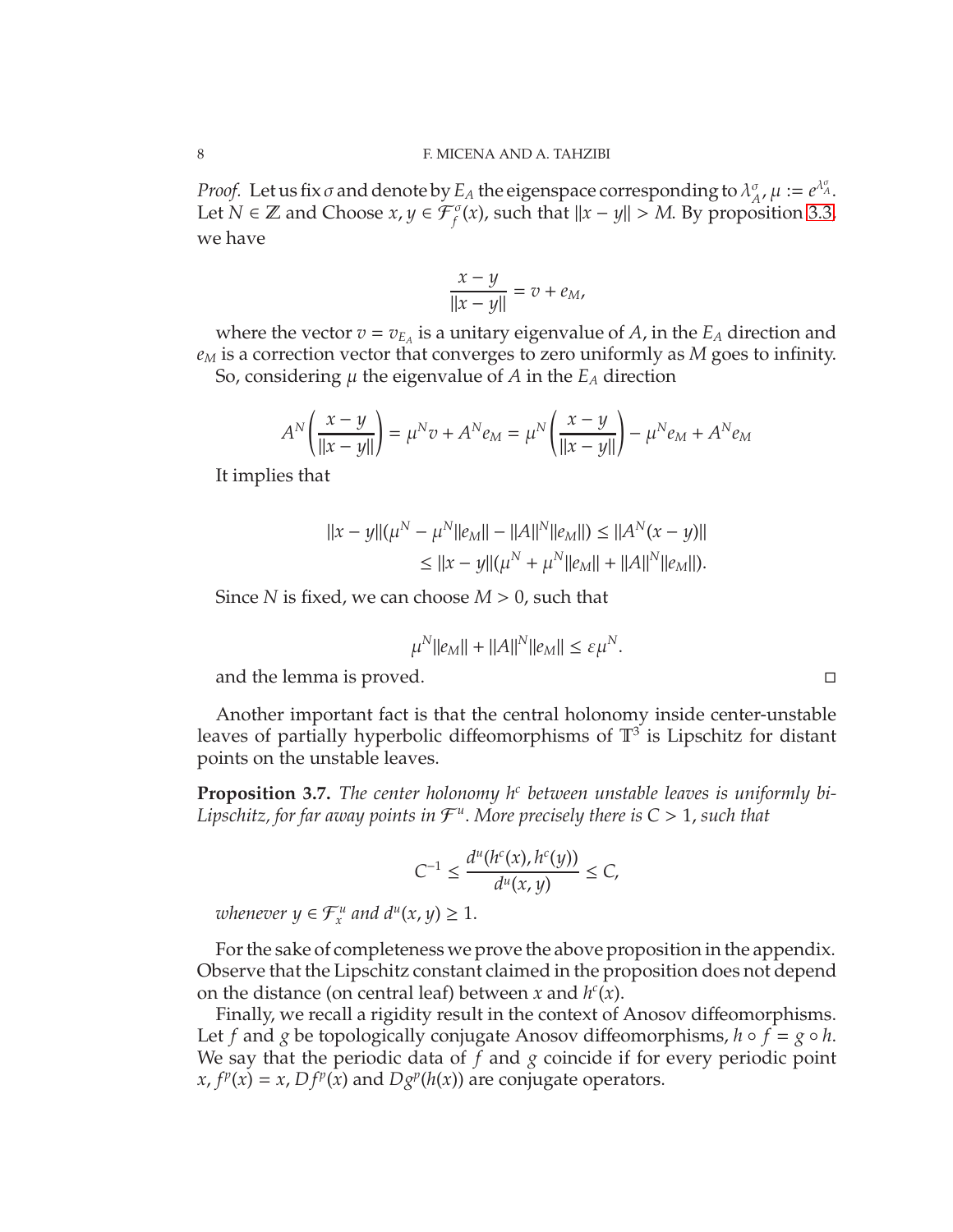*Proof.* Let us fix $\sigma$ and denote by $E_A$ the eigenspace corresponding to $\lambda_A^\sigma$, $\mu := e^{\lambda_A^\sigma}$. Let $N \in \mathbb{Z}$ and Choose $x, y \in \mathcal{F}_f^\sigma(x)$, such that $\|x - y\| > M$. By proposition 3.3, we have

$$\frac{x - y}{\|x - y\|} = v + e_M,$$

where the vector $v = v_{E_A}$ is a unitary eigenvalue of $A$, in the $E_A$ direction and $e_M$ is a correction vector that converges to zero uniformly as $M$ goes to infinity.

So, considering $\mu$ the eigenvalue of $A$ in the $E_A$ direction

$$A^N\left(\frac{x - y}{\|x - y\|}\right) = \mu^N v + A^N e_M = \mu^N\left(\frac{x - y}{\|x - y\|}\right) - \mu^N e_M + A^N e_M$$

It implies that

$$\begin{aligned}
\|x - y\|(\mu^N - \mu^N\|e_M\| - \|A\|^N\|e_M\|) &\leq \|A^N(x - y)\| \\
&\leq \|x - y\|(\mu^N + \mu^N\|e_M\| + \|A\|^N\|e_M\|).
\end{aligned}$$

Since $N$ is fixed, we can choose $M > 0$, such that

$$\mu^N\|e_M\| + \|A\|^N\|e_M\| \leq \varepsilon\mu^N.$$

and the lemma is proved. $\square$

Another important fact is that the central holonomy inside center-unstable leaves of partially hyperbolic diffeomorphisms of $\mathbb{T}^3$ is Lipschitz for distant points on the unstable leaves.

**Proposition 3.7.** *The center holonomy $h^c$ between unstable leaves is uniformly bi-Lipschitz, for far away points in $\mathcal{F}^u$. More precisely there is $C > 1$, such that*

$$C^{-1} \leq \frac{d^u(h^c(x), h^c(y))}{d^u(x, y)} \leq C,$$

*whenever $y \in \mathcal{F}_x^u$ and $d^u(x, y) \geq 1$.*

For the sake of completeness we prove the above proposition in the appendix. Observe that the Lipschitz constant claimed in the proposition does not depend on the distance (on central leaf) between $x$ and $h^c(x)$.

Finally, we recall a rigidity result in the context of Anosov diffeomorphisms. Let $f$ and $g$ be topologically conjugate Anosov diffeomorphisms, $h \circ f = g \circ h$. We say that the periodic data of $f$ and $g$ coincide if for every periodic point $x$, $f^p(x) = x$, $Df^p(x)$ and $Dg^p(h(x))$ are conjugate operators.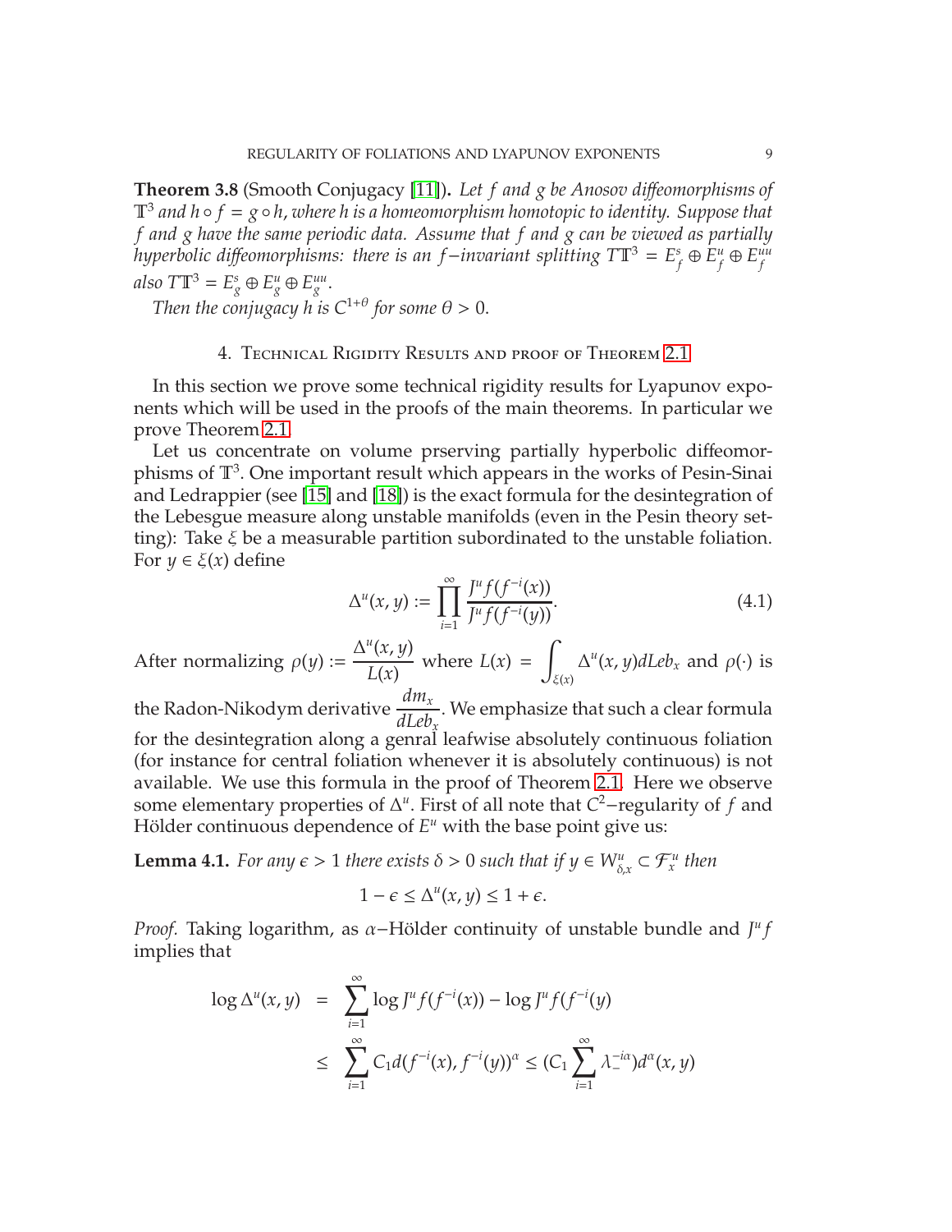**Theorem 3.8** (Smooth Conjugacy [11])**.** *Let $f$ and $g$ be Anosov diffeomorphisms of $\mathbb{T}^3$ and $h \circ f = g \circ h$, where $h$ is a homeomorphism homotopic to identity. Suppose that $f$ and $g$ have the same periodic data. Assume that $f$ and $g$ can be viewed as partially hyperbolic diffeomorphisms: there is an $f-$invariant splitting $T\mathbb{T}^3 = E^s_f \oplus E^u_f \oplus E^{uu}_f$ also $T\mathbb{T}^3 = E^s_g \oplus E^u_g \oplus E^{uu}_g$.*

*Then the conjugacy $h$ is $C^{1+\theta}$ for some $\theta > 0$.*

## 4. Technical Rigidity Results and proof of Theorem 2.1

In this section we prove some technical rigidity results for Lyapunov exponents which will be used in the proofs of the main theorems. In particular we prove Theorem 2.1.

Let us concentrate on volume prserving partially hyperbolic diffeomorphisms of $\mathbb{T}^3$. One important result which appears in the works of Pesin-Sinai and Ledrappier (see [15] and [18]) is the exact formula for the desintegration of the Lebesgue measure along unstable manifolds (even in the Pesin theory setting): Take $\xi$ be a measurable partition subordinated to the unstable foliation. For $y \in \xi(x)$ define

$$\Delta^u(x, y) := \prod_{i=1}^{\infty} \frac{J^u f(f^{-i}(x))}{J^u f(f^{-i}(y))}. \tag{4.1}$$

After normalizing $\rho(y) := \dfrac{\Delta^u(x, y)}{L(x)}$ where $L(x) = \displaystyle\int_{\xi(x)} \Delta^u(x, y) dLeb_x$ and $\rho(\cdot)$ is the Radon-Nikodym derivative $\dfrac{dm_x}{dLeb_x}$. We emphasize that such a clear formula for the desintegration along a genral leafwise absolutely continuous foliation (for instance for central foliation whenever it is absolutely continuous) is not available. We use this formula in the proof of Theorem 2.1. Here we observe some elementary properties of $\Delta^u$. First of all note that $C^2-$regularity of $f$ and Hölder continuous dependence of $E^u$ with the base point give us:

**Lemma 4.1.** *For any $\epsilon > 1$ there exists $\delta > 0$ such that if $y \in W^u_{\delta, x} \subset \mathcal{F}^u_x$ then*

$$1 - \epsilon \leq \Delta^u(x, y) \leq 1 + \epsilon.$$

*Proof.* Taking logarithm, as $\alpha-$Hölder continuity of unstable bundle and $J^u f$ implies that

$$\begin{aligned}
\log \Delta^u(x, y) &= \sum_{i=1}^{\infty} \log J^u f(f^{-i}(x)) - \log J^u f(f^{-i}(y) \\
&\leq \sum_{i=1}^{\infty} C_1 d(f^{-i}(x), f^{-i}(y))^{\alpha} \leq (C_1 \sum_{i=1}^{\infty} \lambda_-^{-i\alpha}) d^{\alpha}(x, y)
\end{aligned}$$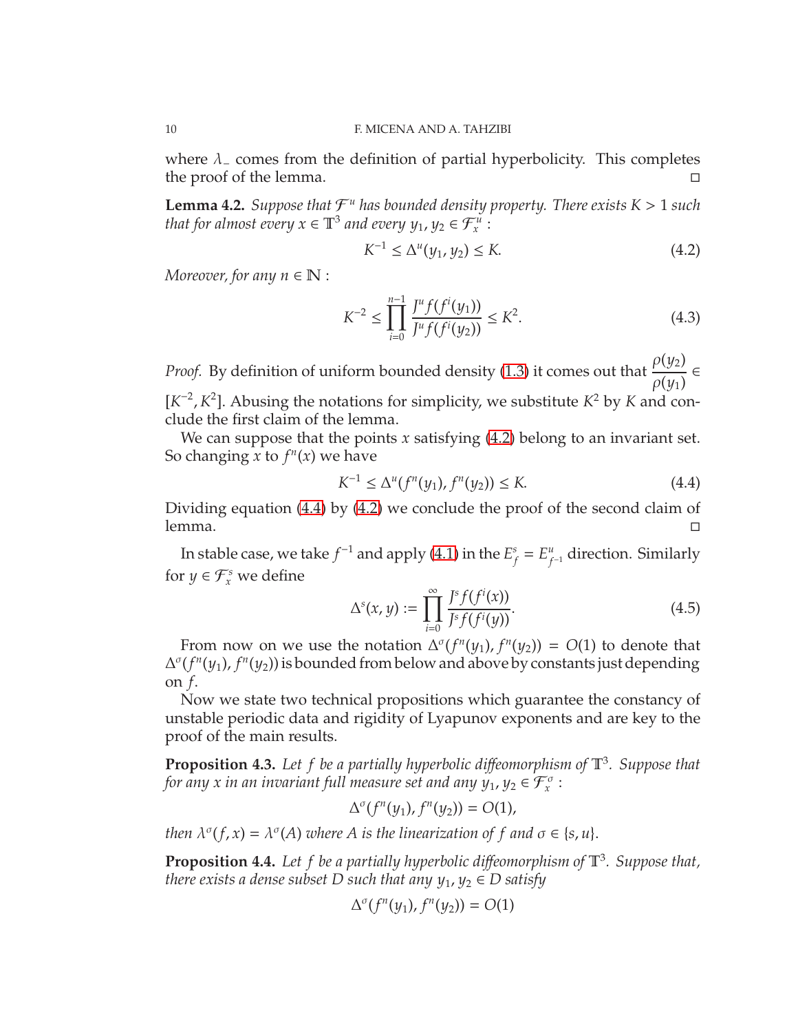where $\lambda_-$ comes from the definition of partial hyperbolicity. This completes the proof of the lemma. $\square$

**Lemma 4.2.** *Suppose that $\mathcal{F}^u$ has bounded density property. There exists $K > 1$ such that for almost every $x \in \mathbb{T}^3$ and every $y_1, y_2 \in \mathcal{F}^u_x$ :*

$$K^{-1} \leq \Delta^u(y_1, y_2) \leq K. \tag{4.2}$$

*Moreover, for any $n \in \mathbb{N}$ :*

$$K^{-2} \leq \prod_{i=0}^{n-1} \frac{J^u f(f^i(y_1))}{J^u f(f^i(y_2))} \leq K^2. \tag{4.3}$$

*Proof.* By definition of uniform bounded density (1.3) it comes out that $\dfrac{\rho(y_2)}{\rho(y_1)} \in [K^{-2}, K^2]$. Abusing the notations for simplicity, we substitute $K^2$ by $K$ and conclude the first claim of the lemma.

We can suppose that the points $x$ satisfying (4.2) belong to an invariant set. So changing $x$ to $f^n(x)$ we have

$$K^{-1} \leq \Delta^u(f^n(y_1), f^n(y_2)) \leq K. \tag{4.4}$$

Dividing equation (4.4) by (4.2) we conclude the proof of the second claim of lemma. $\square$

In stable case, we take $f^{-1}$ and apply (4.1) in the $E^s_f = E^u_{f^{-1}}$ direction. Similarly for $y \in \mathcal{F}^s_x$ we define

$$\Delta^s(x, y) := \prod_{i=0}^{\infty} \frac{J^s f(f^i(x))}{J^s f(f^i(y))}. \tag{4.5}$$

From now on we use the notation $\Delta^\sigma(f^n(y_1), f^n(y_2)) = O(1)$ to denote that $\Delta^\sigma(f^n(y_1), f^n(y_2))$ is bounded from below and above by constants just depending on $f$.

Now we state two technical propositions which guarantee the constancy of unstable periodic data and rigidity of Lyapunov exponents and are key to the proof of the main results.

**Proposition 4.3.** *Let $f$ be a partially hyperbolic diffeomorphism of $\mathbb{T}^3$. Suppose that for any $x$ in an invariant full measure set and any $y_1, y_2 \in \mathcal{F}^\sigma_x$ :*

$$\Delta^\sigma(f^n(y_1), f^n(y_2)) = O(1),$$

*then $\lambda^\sigma(f, x) = \lambda^\sigma(A)$ where $A$ is the linearization of $f$ and $\sigma \in \{s, u\}$.*

**Proposition 4.4.** *Let $f$ be a partially hyperbolic diffeomorphism of $\mathbb{T}^3$. Suppose that, there exists a dense subset $D$ such that any $y_1, y_2 \in D$ satisfy*

$$\Delta^\sigma(f^n(y_1), f^n(y_2)) = O(1)$$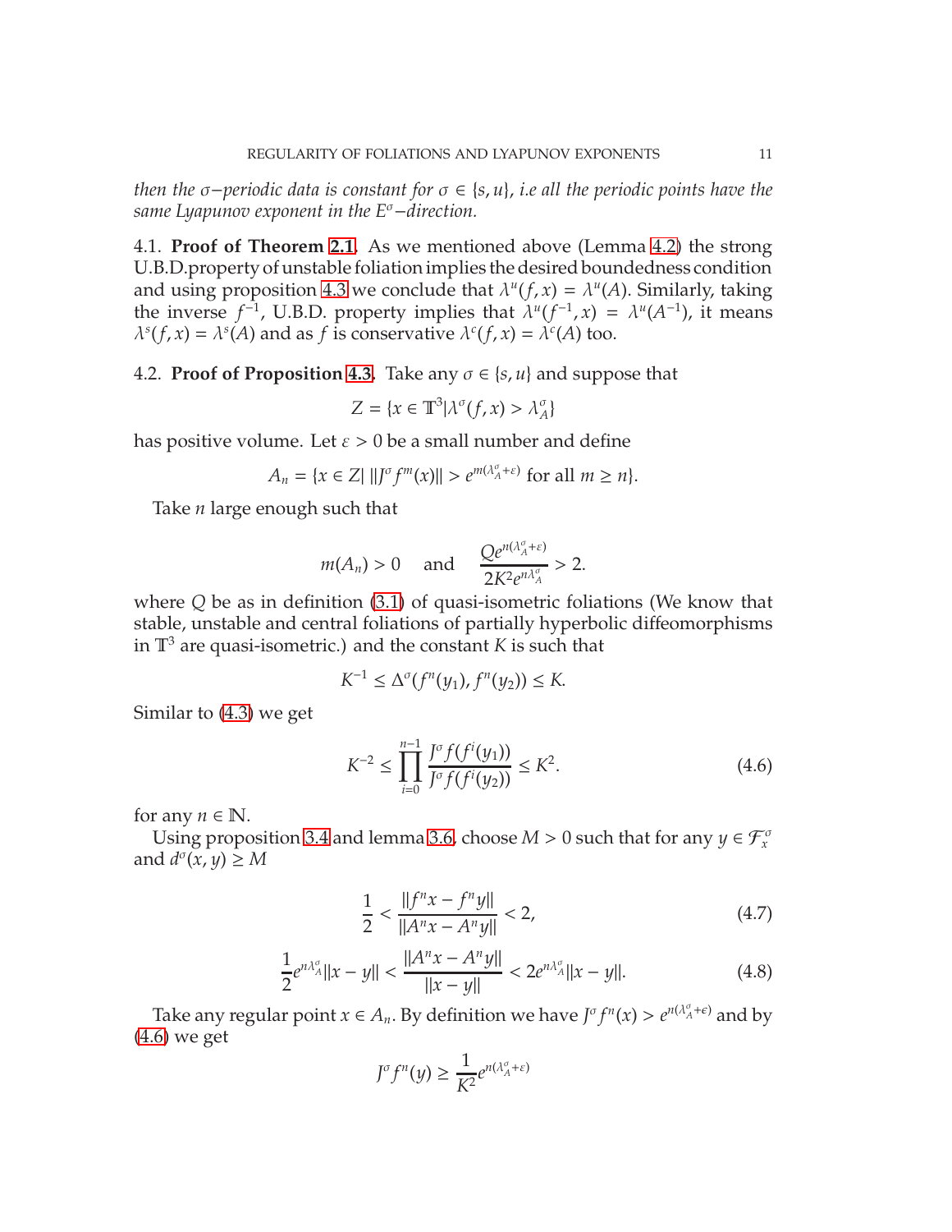*then the $\sigma-$periodic data is constant for $\sigma \in \{s, u\}$, i.e all the periodic points have the same Lyapunov exponent in the $E^\sigma-$direction.*

### 4.1. Proof of Theorem 2.1.

As we mentioned above (Lemma 4.2) the strong U.B.D.property of unstable foliation implies the desired boundedness condition and using proposition 4.3 we conclude that $\lambda^u(f, x) = \lambda^u(A)$. Similarly, taking the inverse $f^{-1}$, U.B.D. property implies that $\lambda^u(f^{-1}, x) = \lambda^u(A^{-1})$, it means $\lambda^s(f, x) = \lambda^s(A)$ and as $f$ is conservative $\lambda^c(f, x) = \lambda^c(A)$ too.

### 4.2. Proof of Proposition 4.3.

Take any $\sigma \in \{s, u\}$ and suppose that

$$Z = \{x \in \mathbb{T}^3 | \lambda^\sigma(f, x) > \lambda^\sigma_A\}$$

has positive volume. Let $\varepsilon > 0$ be a small number and define

$$A_n = \{x \in Z | \, \|J^\sigma f^m(x)\| > e^{m(\lambda^\sigma_A + \varepsilon)} \text{ for all } m \geq n\}.$$

Take $n$ large enough such that

$$m(A_n) > 0 \quad \text{and} \quad \frac{Qe^{n(\lambda^\sigma_A + \varepsilon)}}{2K^2 e^{n\lambda^\sigma_A}} > 2.$$

where $Q$ be as in definition (3.1) of quasi-isometric foliations (We know that stable, unstable and central foliations of partially hyperbolic diffeomorphisms in $\mathbb{T}^3$ are quasi-isometric.) and the constant $K$ is such that

$$K^{-1} \leq \Delta^\sigma(f^n(y_1), f^n(y_2)) \leq K.$$

Similar to (4.3) we get

$$K^{-2} \leq \prod_{i=0}^{n-1} \frac{J^\sigma f(f^i(y_1))}{J^\sigma f(f^i(y_2))} \leq K^2. \tag{4.6}$$

for any $n \in \mathbb{N}$.

Using proposition 3.4 and lemma 3.6, choose $M > 0$ such that for any $y \in \mathcal{F}^\sigma_x$ and $d^\sigma(x, y) \geq M$

$$\frac{1}{2} < \frac{\|f^n x - f^n y\|}{\|A^n x - A^n y\|} < 2, \tag{4.7}$$

$$\frac{1}{2} e^{n\lambda^\sigma_A} \|x - y\| < \frac{\|A^n x - A^n y\|}{\|x - y\|} < 2e^{n\lambda^\sigma_A} \|x - y\|. \tag{4.8}$$

Take any regular point $x \in A_n$. By definition we have $J^\sigma f^n(x) > e^{n(\lambda^\sigma_A + \varepsilon)}$ and by (4.6) we get

$$J^\sigma f^n(y) \geq \frac{1}{K^2} e^{n(\lambda^\sigma_A + \varepsilon)}$$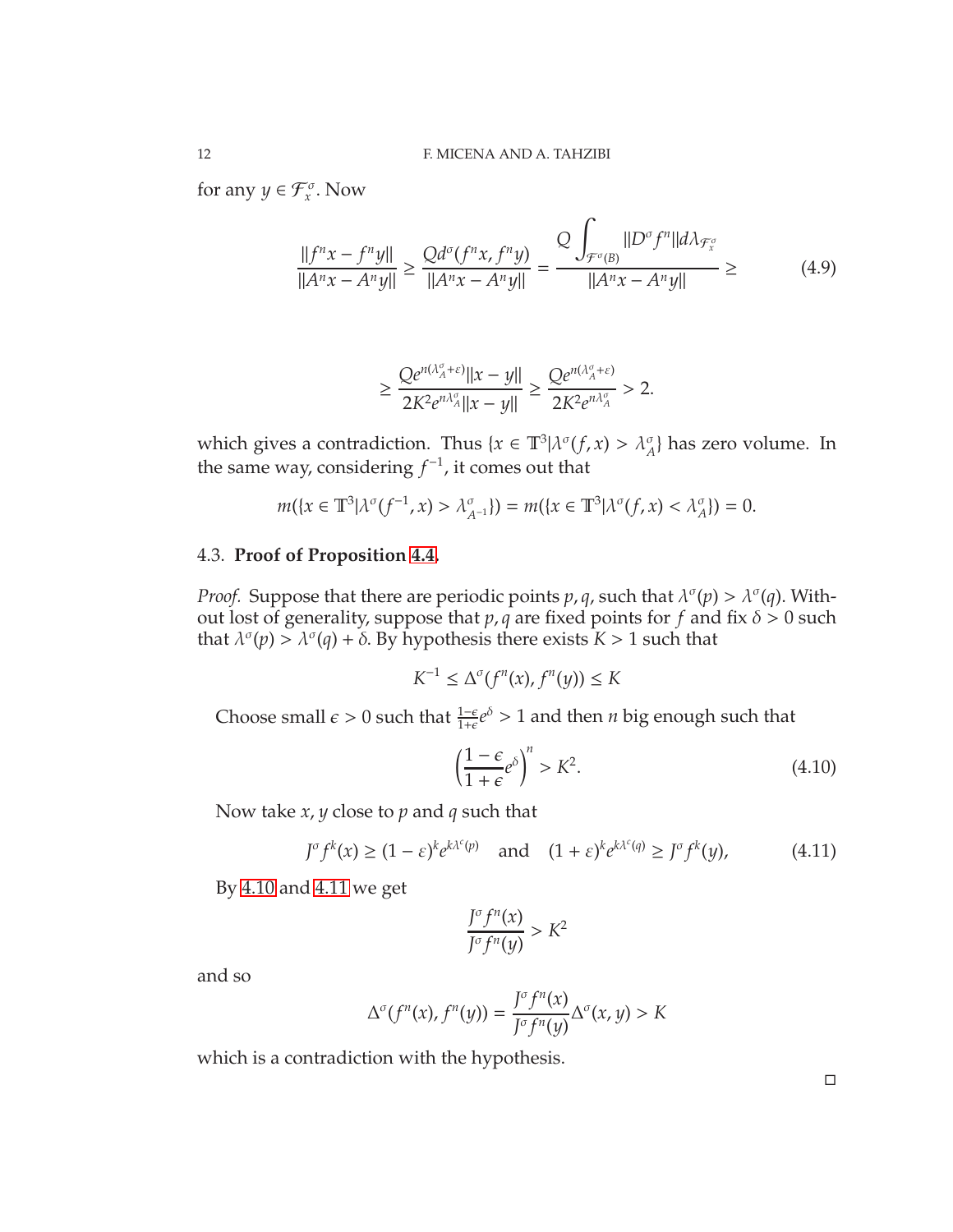for any $y \in \mathcal{F}^{\sigma}_x$. Now

$$\frac{\|f^n x - f^n y\|}{\|A^n x - A^n y\|} \geq \frac{Q d^{\sigma}(f^n x, f^n y)}{\|A^n x - A^n y\|} = \frac{Q \displaystyle\int_{\mathcal{F}^{\sigma}(B)} \|D^{\sigma} f^n\| d\lambda_{\mathcal{F}^{\sigma}_x}}{\|A^n x - A^n y\|} \geq \tag{4.9}$$

$$\geq \frac{Q e^{n(\lambda^{\sigma}_A + \varepsilon)} \|x - y\|}{2K^2 e^{n\lambda^{\sigma}_A} \|x - y\|} \geq \frac{Q e^{n(\lambda^{\sigma}_A + \varepsilon)}}{2K^2 e^{n\lambda^{\sigma}_A}} > 2.$$

which gives a contradiction. Thus $\{x \in \mathbb{T}^3 | \lambda^{\sigma}(f, x) > \lambda^{\sigma}_A\}$ has zero volume. In the same way, considering $f^{-1}$, it comes out that

$$m(\{x \in \mathbb{T}^3 | \lambda^{\sigma}(f^{-1}, x) > \lambda^{\sigma}_{A^{-1}}\}) = m(\{x \in \mathbb{T}^3 | \lambda^{\sigma}(f, x) < \lambda^{\sigma}_A\}) = 0.$$

### 4.3. **Proof of Proposition 4.4.**

*Proof.* Suppose that there are periodic points $p, q$, such that $\lambda^{\sigma}(p) > \lambda^{\sigma}(q)$. Without lost of generality, suppose that $p, q$ are fixed points for $f$ and fix $\delta > 0$ such that $\lambda^{\sigma}(p) > \lambda^{\sigma}(q) + \delta$. By hypothesis there exists $K > 1$ such that

$$K^{-1} \leq \Delta^{\sigma}(f^n(x), f^n(y)) \leq K$$

Choose small $\epsilon > 0$ such that $\frac{1-\epsilon}{1+\epsilon} e^{\delta} > 1$ and then $n$ big enough such that

$$\left( \frac{1-\epsilon}{1+\epsilon} e^{\delta} \right)^n > K^2. \tag{4.10}$$

Now take $x, y$ close to $p$ and $q$ such that

$$J^{\sigma} f^k(x) \geq (1 - \varepsilon)^k e^{k\lambda^c(p)} \quad \text{and} \quad (1 + \varepsilon)^k e^{k\lambda^c(q)} \geq J^{\sigma} f^k(y), \tag{4.11}$$

By 4.10 and 4.11 we get

$$\frac{J^{\sigma} f^n(x)}{J^{\sigma} f^n(y)} > K^2$$

and so

$$\Delta^{\sigma}(f^n(x), f^n(y)) = \frac{J^{\sigma} f^n(x)}{J^{\sigma} f^n(y)} \Delta^{\sigma}(x, y) > K$$

which is a contradiction with the hypothesis.

□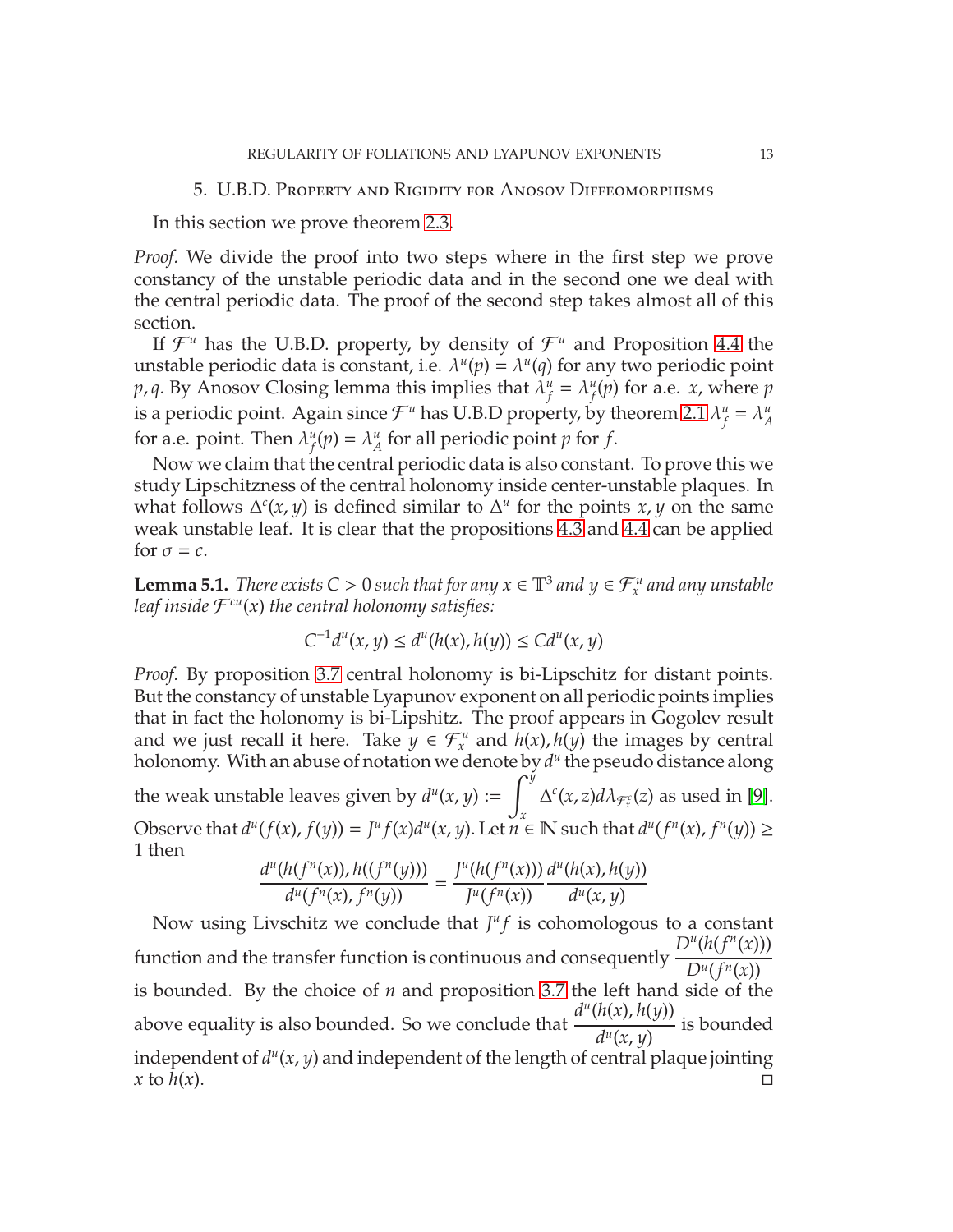## 5. U.B.D. Property and Rigidity for Anosov Diffeomorphisms

In this section we prove theorem 2.3.

*Proof.* We divide the proof into two steps where in the first step we prove constancy of the unstable periodic data and in the second one we deal with the central periodic data. The proof of the second step takes almost all of this section.

If $\mathcal{F}^u$ has the U.B.D. property, by density of $\mathcal{F}^u$ and Proposition 4.4 the unstable periodic data is constant, i.e. $\lambda^u(p) = \lambda^u(q)$ for any two periodic point $p, q$. By Anosov Closing lemma this implies that $\lambda^u_f = \lambda^u_f(p)$ for a.e. $x$, where $p$ is a periodic point. Again since $\mathcal{F}^u$ has U.B.D property, by theorem 2.1 $\lambda^u_f = \lambda^u_A$ for a.e. point. Then $\lambda^u_f(p) = \lambda^u_A$ for all periodic point $p$ for $f$.

Now we claim that the central periodic data is also constant. To prove this we study Lipschitzness of the central holonomy inside center-unstable plaques. In what follows $\Delta^c(x, y)$ is defined similar to $\Delta^u$ for the points $x, y$ on the same weak unstable leaf. It is clear that the propositions 4.3 and 4.4 can be applied for $\sigma = c$.

**Lemma 5.1.** *There exists $C > 0$ such that for any $x \in \mathbb{T}^3$ and $y \in \mathcal{F}^u_x$ and any unstable leaf inside $\mathcal{F}^{cu}(x)$ the central holonomy satisfies:*

$$C^{-1} d^u(x, y) \leq d^u(h(x), h(y)) \leq C d^u(x, y)$$

*Proof.* By proposition 3.7 central holonomy is bi-Lipschitz for distant points. But the constancy of unstable Lyapunov exponent on all periodic points implies that in fact the holonomy is bi-Lipshitz. The proof appears in Gogolev result and we just recall it here. Take $y \in \mathcal{F}^u_x$ and $h(x), h(y)$ the images by central holonomy. With an abuse of notation we denote by $d^u$ the pseudo distance along the weak unstable leaves given by $d^u(x, y) := \int_x^y \Delta^c(x, z) d\lambda_{\mathcal{F}^c_x}(z)$ as used in [9]. Observe that $d^u(f(x), f(y)) = J^u f(x) d^u(x, y)$. Let $n \in \mathbb{N}$ such that $d^u(f^n(x), f^n(y)) \geq 1$ then

$$\frac{d^u(h(f^n(x)), h((f^n(y)))}{d^u(f^n(x), f^n(y))} = \frac{J^u(h(f^n(x)))}{J^u(f^n(x))} \frac{d^u(h(x), h(y))}{d^u(x, y)}$$

Now using Livschitz we conclude that $J^u f$ is cohomologous to a constant function and the transfer function is continuous and consequently $\frac{D^u(h(f^n(x)))}{D^u(f^n(x))}$ is bounded. By the choice of $n$ and proposition 3.7 the left hand side of the above equality is also bounded. So we conclude that $\frac{d^u(h(x), h(y))}{d^u(x, y)}$ is bounded independent of $d^u(x, y)$ and independent of the length of central plaque jointing $x$ to $h(x)$. $\square$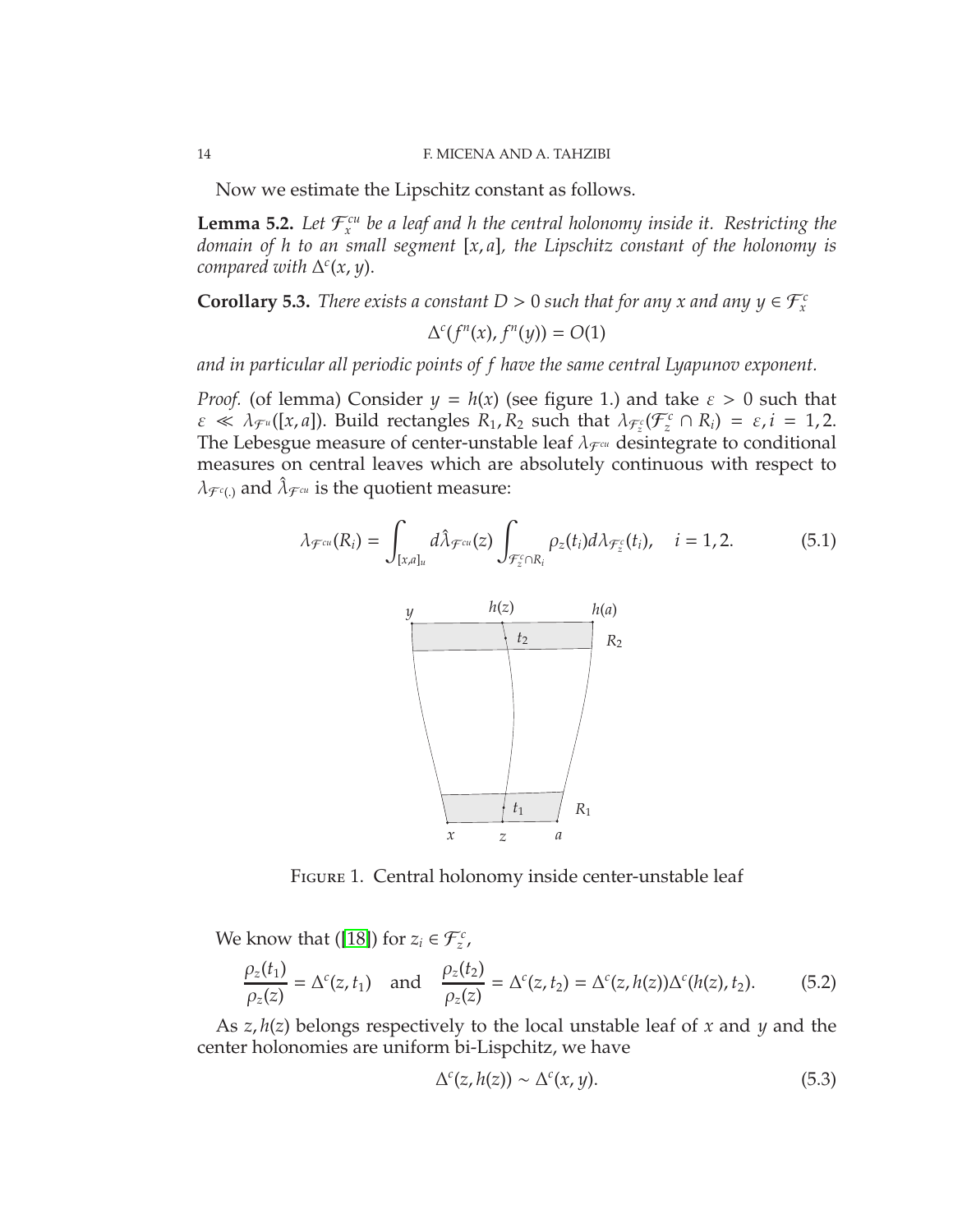Now we estimate the Lipschitz constant as follows.

**Lemma 5.2.** *Let $\mathcal{F}^{cu}_x$ be a leaf and $h$ the central holonomy inside it. Restricting the domain of $h$ to an small segment $[x, a]$, the Lipschitz constant of the holonomy is compared with $\Delta^c(x, y)$.*

**Corollary 5.3.** *There exists a constant $D > 0$ such that for any $x$ and any $y \in \mathcal{F}^c_x$*

$$\Delta^c(f^n(x), f^n(y)) = O(1)$$

*and in particular all periodic points of $f$ have the same central Lyapunov exponent.*

*Proof.* (of lemma) Consider $y = h(x)$ (see figure 1.) and take $\varepsilon > 0$ such that $\varepsilon \ll \lambda_{\mathcal{F}^u}([x, a])$. Build rectangles $R_1, R_2$ such that $\lambda_{\mathcal{F}^c_z}(\mathcal{F}^c_z \cap R_i) = \varepsilon, i = 1, 2$. The Lebesgue measure of center-unstable leaf $\lambda_{\mathcal{F}^{cu}}$ desintegrate to conditional measures on central leaves which are absolutely continuous with respect to $\lambda_{\mathcal{F}^c(.)}$ and $\hat{\lambda}_{\mathcal{F}^{cu}}$ is the quotient measure:

$$\lambda_{\mathcal{F}^{cu}}(R_i) = \int_{[x,a]_u} d\hat{\lambda}_{\mathcal{F}^{cu}}(z) \int_{\mathcal{F}^c_z \cap R_i} \rho_z(t_i) d\lambda_{\mathcal{F}^c_z}(t_i), \quad i = 1, 2. \tag{5.1}$$

Figure 1. Central holonomy inside center-unstable leaf

We know that ([18]) for $z_i \in \mathcal{F}^c_z$,

$$\frac{\rho_z(t_1)}{\rho_z(z)} = \Delta^c(z, t_1) \quad \text{and} \quad \frac{\rho_z(t_2)}{\rho_z(z)} = \Delta^c(z, t_2) = \Delta^c(z, h(z))\Delta^c(h(z), t_2). \tag{5.2}$$

As $z, h(z)$ belongs respectively to the local unstable leaf of $x$ and $y$ and the center holonomies are uniform bi-Lispchitz, we have

$$\Delta^c(z, h(z)) \sim \Delta^c(x, y). \tag{5.3}$$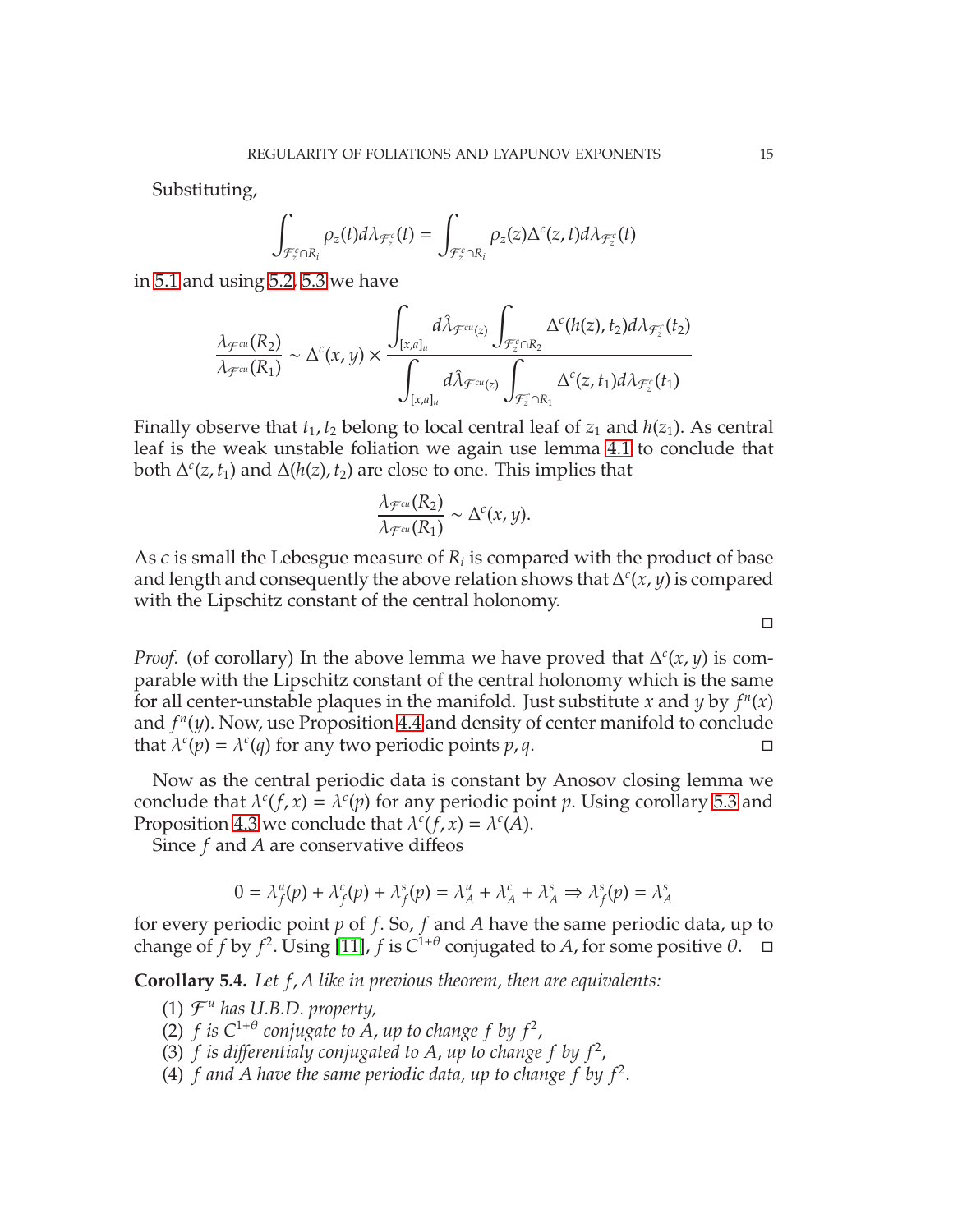Substituting,

$$\int_{\mathcal{F}^c_z \cap R_i} \rho_z(t) d\lambda_{\mathcal{F}^c_z}(t) = \int_{\mathcal{F}^c_z \cap R_i} \rho_z(z) \Delta^c(z,t) d\lambda_{\mathcal{F}^c_z}(t)$$

in 5.1 and using 5.2, 5.3 we have

$$\frac{\lambda_{\mathcal{F}^{cu}}(R_2)}{\lambda_{\mathcal{F}^{cu}}(R_1)} \sim \Delta^c(x,y) \times \frac{\displaystyle\int_{[x,a]_u} d\hat{\lambda}_{\mathcal{F}^{cu}(z)} \int_{\mathcal{F}^c_z \cap R_2} \Delta^c(h(z), t_2) d\lambda_{\mathcal{F}^c_z}(t_2)}{\displaystyle\int_{[x,a]_u} d\hat{\lambda}_{\mathcal{F}^{cu}(z)} \int_{\mathcal{F}^c_z \cap R_1} \Delta^c(z, t_1) d\lambda_{\mathcal{F}^c_z}(t_1)}$$

Finally observe that $t_1, t_2$ belong to local central leaf of $z_1$ and $h(z_1)$. As central leaf is the weak unstable foliation we again use lemma 4.1 to conclude that both $\Delta^c(z, t_1)$ and $\Delta(h(z), t_2)$ are close to one. This implies that

$$\frac{\lambda_{\mathcal{F}^{cu}}(R_2)}{\lambda_{\mathcal{F}^{cu}}(R_1)} \sim \Delta^c(x,y).$$

As $\epsilon$ is small the Lebesgue measure of $R_i$ is compared with the product of base and length and consequently the above relation shows that $\Delta^c(x,y)$ is compared with the Lipschitz constant of the central holonomy.

∎

*Proof.* (of corollary) In the above lemma we have proved that $\Delta^c(x,y)$ is comparable with the Lipschitz constant of the central holonomy which is the same for all center-unstable plaques in the manifold. Just substitute $x$ and $y$ by $f^n(x)$ and $f^n(y)$. Now, use Proposition 4.4 and density of center manifold to conclude that $\lambda^c(p) = \lambda^c(q)$ for any two periodic points $p, q$. ∎

Now as the central periodic data is constant by Anosov closing lemma we conclude that $\lambda^c(f,x) = \lambda^c(p)$ for any periodic point $p$. Using corollary 5.3 and Proposition 4.3 we conclude that $\lambda^c(f,x) = \lambda^c(A)$.

Since $f$ and $A$ are conservative diffeos

$$0 = \lambda^u_f(p) + \lambda^c_f(p) + \lambda^s_f(p) = \lambda^u_A + \lambda^c_A + \lambda^s_A \Rightarrow \lambda^s_f(p) = \lambda^s_A$$

for every periodic point $p$ of $f$. So, $f$ and $A$ have the same periodic data, up to change of $f$ by $f^2$. Using [11], $f$ is $C^{1+\theta}$ conjugated to $A$, for some positive $\theta$. ∎

**Corollary 5.4.** *Let $f, A$ like in previous theorem, then are equivalents:*

1. *$\mathcal{F}^u$ has U.B.D. property,*
2. *$f$ is $C^{1+\theta}$ conjugate to $A$, up to change $f$ by $f^2$,*
3. *$f$ is differentialy conjugated to $A$, up to change $f$ by $f^2$,*
4. *$f$ and $A$ have the same periodic data, up to change $f$ by $f^2$.*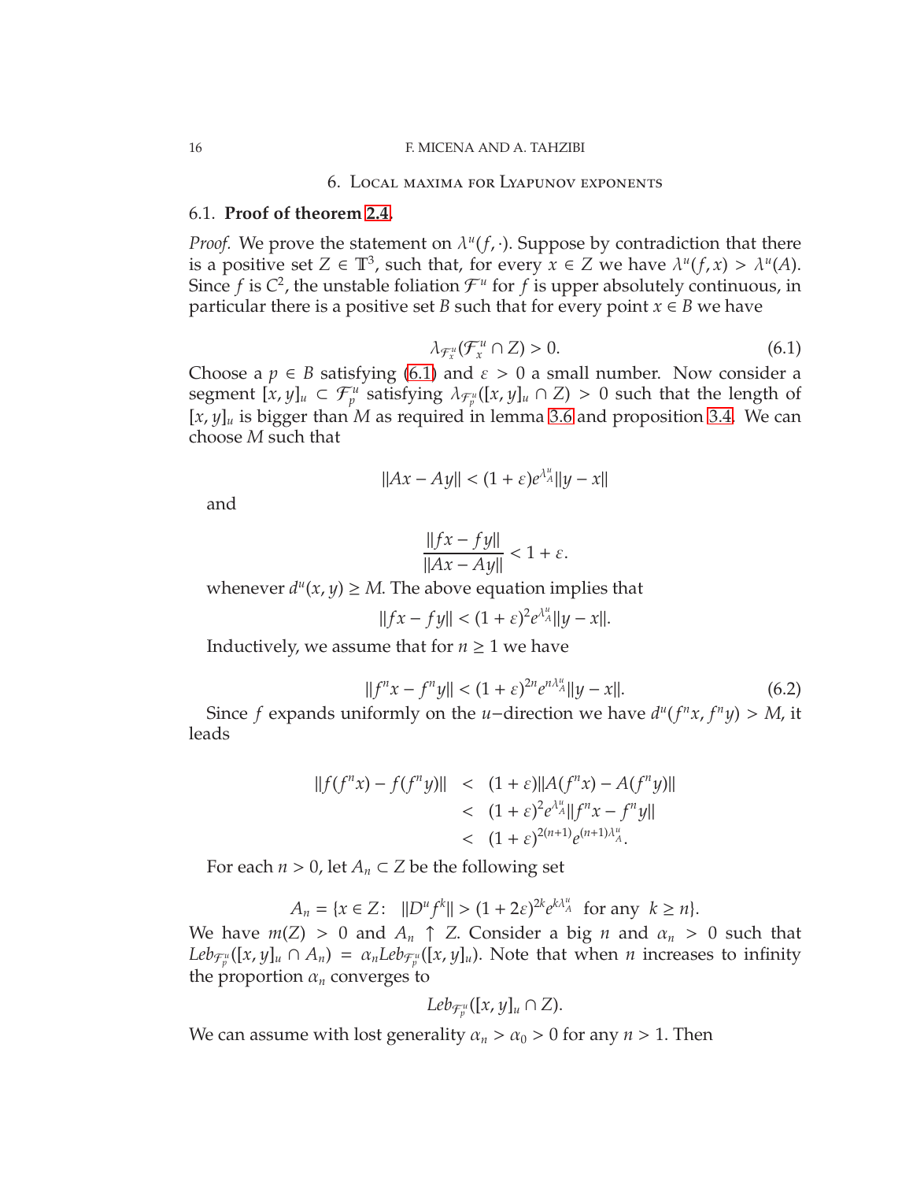## 6. Local maxima for Lyapunov exponents

### 6.1. **Proof of theorem 2.4.**

*Proof.* We prove the statement on $\lambda^u(f, \cdot)$. Suppose by contradiction that there is a positive set $Z \in \mathbb{T}^3$, such that, for every $x \in Z$ we have $\lambda^u(f, x) > \lambda^u(A)$. Since $f$ is $C^2$, the unstable foliation $\mathcal{F}^u$ for $f$ is upper absolutely continuous, in particular there is a positive set $B$ such that for every point $x \in B$ we have

$$\lambda_{\mathcal{F}^u_x}(\mathcal{F}^u_x \cap Z) > 0. \tag{6.1}$$

Choose a $p \in B$ satisfying (6.1) and $\varepsilon > 0$ a small number. Now consider a segment $[x, y]_u \subset \mathcal{F}^u_p$ satisfying $\lambda_{\mathcal{F}^u_p}([x, y]_u \cap Z) > 0$ such that the length of $[x, y]_u$ is bigger than $M$ as required in lemma 3.6 and proposition 3.4. We can choose $M$ such that

$$\|Ax - Ay\| < (1 + \varepsilon) e^{\lambda^u_A} \|y - x\|$$

and

$$\frac{\|fx - fy\|}{\|Ax - Ay\|} < 1 + \varepsilon.$$

whenever $d^u(x, y) \geq M$. The above equation implies that

$$\|fx - fy\| < (1 + \varepsilon)^2 e^{\lambda^u_A} \|y - x\|.$$

Inductively, we assume that for $n \geq 1$ we have

$$\|f^n x - f^n y\| < (1 + \varepsilon)^{2n} e^{n\lambda^u_A} \|y - x\|. \tag{6.2}$$

Since $f$ expands uniformly on the $u$−direction we have $d^u(f^n x, f^n y) > M$, it leads

$$\begin{aligned}
\|f(f^n x) - f(f^n y)\| &< (1 + \varepsilon)\|A(f^n x) - A(f^n y)\| \\
&< (1 + \varepsilon)^2 e^{\lambda^u_A} \|f^n x - f^n y\| \\
&< (1 + \varepsilon)^{2(n+1)} e^{(n+1)\lambda^u_A}.
\end{aligned}$$

For each $n > 0$, let $A_n \subset Z$ be the following set

$$A_n = \{x \in Z : \ \|D^u f^k\| > (1 + 2\varepsilon)^{2k} e^{k\lambda^u_A} \ \text{ for any } \ k \geq n\}.$$

We have $m(Z) > 0$ and $A_n \uparrow Z$. Consider a big $n$ and $\alpha_n > 0$ such that $Leb_{\mathcal{F}^u_p}([x, y]_u \cap A_n) = \alpha_n Leb_{\mathcal{F}^u_p}([x, y]_u)$. Note that when $n$ increases to infinity the proportion $\alpha_n$ converges to

$$Leb_{\mathcal{F}^u_p}([x, y]_u \cap Z).$$

We can assume with lost generality $\alpha_n > \alpha_0 > 0$ for any $n > 1$. Then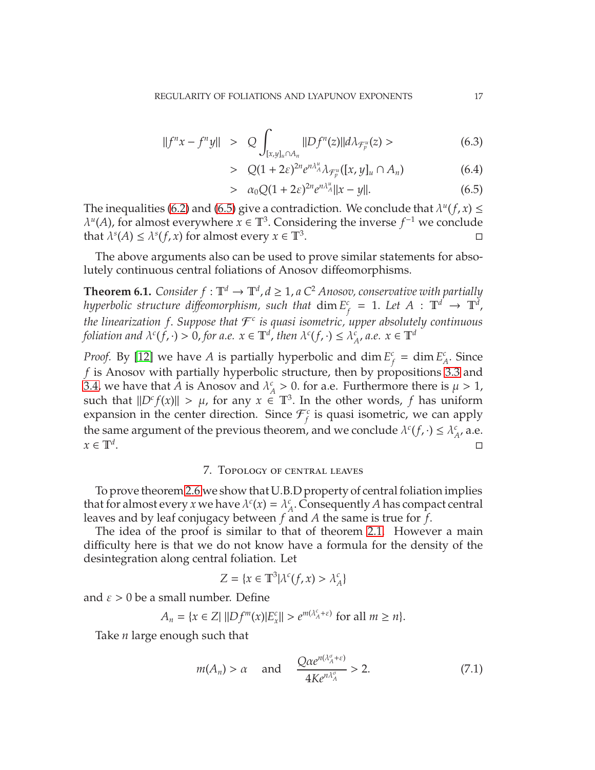$$
\begin{aligned}
\|f^n x - f^n y\| &> Q \int_{[x,y]_u \cap A_n} \|Df^n(z)\| d\lambda_{\mathcal{F}^u_p}(z) > && (6.3)\\
&> Q(1+2\varepsilon)^{2n} e^{n\lambda^u_A} \lambda_{\mathcal{F}^u_p}([x,y]_u \cap A_n) && (6.4)\\
&> \alpha_0 Q(1+2\varepsilon)^{2n} e^{n\lambda^u_A} \|x-y\|. && (6.5)
\end{aligned}
$$

The inequalities (6.2) and (6.5) give a contradiction. We conclude that $\lambda^u(f,x) \leq \lambda^u(A)$, for almost everywhere $x \in \mathbb{T}^3$. Considering the inverse $f^{-1}$ we conclude that $\lambda^s(A) \leq \lambda^s(f,x)$ for almost every $x \in \mathbb{T}^3$. □

The above arguments also can be used to prove similar statements for absolutely continuous central foliations of Anosov diffeomorphisms.

**Theorem 6.1.** *Consider $f : \mathbb{T}^d \to \mathbb{T}^d, d \geq 1$, a $C^2$ Anosov, conservative with partially hyperbolic structure diffeomorphism, such that $\dim E^c_f = 1$. Let $A : \mathbb{T}^d \to \mathbb{T}^d$, the linearization $f$. Suppose that $\mathcal{F}^c$ is quasi isometric, upper absolutely continuous foliation and $\lambda^c(f,\cdot) > 0$, for a.e. $x \in \mathbb{T}^d$, then $\lambda^c(f,\cdot) \leq \lambda^c_A$, a.e. $x \in \mathbb{T}^d$*

*Proof.* By [12] we have $A$ is partially hyperbolic and $\dim E^c_f = \dim E^c_A$. Since $f$ is Anosov with partially hyperbolic structure, then by propositions 3.3 and 3.4, we have that $A$ is Anosov and $\lambda^c_A > 0$. for a.e. Furthermore there is $\mu > 1$, such that $\|D^c f(x)\| > \mu$, for any $x \in \mathbb{T}^3$. In the other words, $f$ has uniform expansion in the center direction. Since $\mathcal{F}^c_f$ is quasi isometric, we can apply the same argument of the previous theorem, and we conclude $\lambda^c(f,\cdot) \leq \lambda^c_A$, a.e. $x \in \mathbb{T}^d$. □

## 7. Topology of central leaves

To prove theorem 2.6 we show that U.B.D property of central foliation implies that for almost every $x$ we have $\lambda^c(x) = \lambda^c_A$. Consequently $A$ has compact central leaves and by leaf conjugacy between $f$ and $A$ the same is true for $f$.

The idea of the proof is similar to that of theorem 2.1. However a main difficulty here is that we do not know have a formula for the density of the desintegration along central foliation. Let

$$
Z = \{x \in \mathbb{T}^3 | \lambda^c(f,x) > \lambda^c_A\}
$$

and $\varepsilon > 0$ be a small number. Define

$$
A_n = \{x \in Z | \ \|Df^m(x)|E^c_x\| > e^{m(\lambda^c_A + \varepsilon)} \text{ for all } m \geq n\}.
$$

Take $n$ large enough such that

$$
m(A_n) > \alpha \quad \text{and} \quad \frac{Q\alpha e^{n(\lambda^\sigma_A + \varepsilon)}}{4Ke^{n\lambda^\sigma_A}} > 2. \tag{7.1}
$$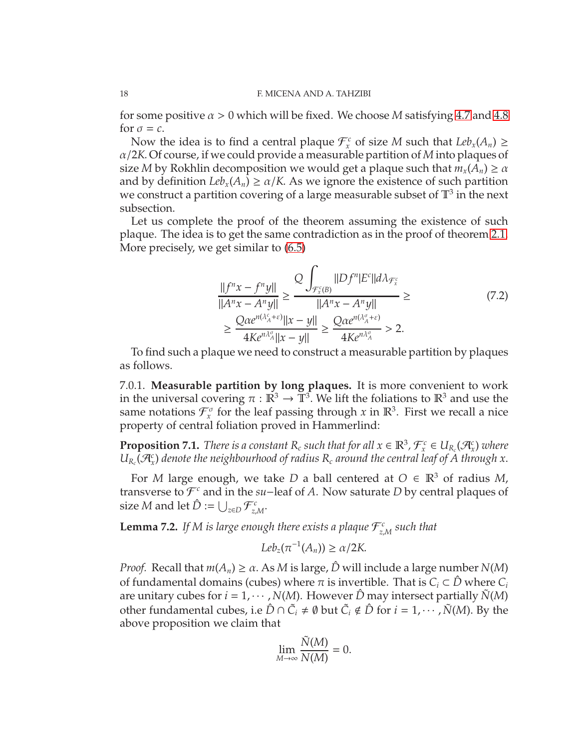for some positive $\alpha > 0$ which will be fixed. We choose $M$ satisfying 4.7 and 4.8 for $\sigma = c$.

Now the idea is to find a central plaque $\mathcal{F}^c_x$ of size $M$ such that $Leb_x(A_n) \geq \alpha/2K$. Of course, if we could provide a measurable partition of $M$ into plaques of size $M$ by Rokhlin decomposition we would get a plaque such that $m_x(A_n) \geq \alpha$ and by definition $Leb_x(A_n) \geq \alpha/K$. As we ignore the existence of such partition we construct a partition covering of a large measurable subset of $\mathbb{T}^3$ in the next subsection.

Let us complete the proof of the theorem assuming the existence of such plaque. The idea is to get the same contradiction as in the proof of theorem 2.1. More precisely, we get similar to (6.5)

$$
\begin{aligned}
\frac{\|f^n x - f^n y\|}{\|A^n x - A^n y\|} &\geq \frac{Q \displaystyle\int_{\mathcal{F}^c_x(B)} \|Df^n|E^c\| d\lambda_{\mathcal{F}^c_x}}{\|A^n x - A^n y\|} \geq \\
&\geq \frac{Q\alpha e^{n(\lambda^c_A + \varepsilon)} \|x - y\|}{4K e^{n\lambda^\sigma_A} \|x - y\|} \geq \frac{Q\alpha e^{n(\lambda^\sigma_A + \varepsilon)}}{4K e^{n\lambda^\sigma_A}} > 2.
\end{aligned}
\tag{7.2}
$$

To find such a plaque we need to construct a measurable partition by plaques as follows.

7.0.1. **Measurable partition by long plaques.** It is more convenient to work in the universal covering $\pi : \mathbb{R}^3 \to \mathbb{T}^3$. We lift the foliations to $\mathbb{R}^3$ and use the same notations $\mathcal{F}^\sigma_x$ for the leaf passing through $x$ in $\mathbb{R}^3$. First we recall a nice property of central foliation proved in Hammerlind:

**Proposition 7.1.** *There is a constant $R_c$ such that for all $x \in \mathbb{R}^3$, $\mathcal{F}^c_x \in U_{R_c}(\mathcal{A}^c_x)$ where $U_{R_c}(\mathcal{A}^c_x)$ denote the neighbourhood of radius $R_c$ around the central leaf of $A$ through $x$.*

For $M$ large enough, we take $D$ a ball centered at $O \in \mathbb{R}^3$ of radius $M$, transverse to $\mathcal{F}^c$ and in the $su-$leaf of $A$. Now saturate $D$ by central plaques of size $M$ and let $\hat{D} := \bigcup_{z \in D} \mathcal{F}^c_{z,M}$.

**Lemma 7.2.** *If $M$ is large enough there exists a plaque $\mathcal{F}^c_{z,M}$ such that*

$$
Leb_z(\pi^{-1}(A_n)) \geq \alpha/2K.
$$

*Proof.* Recall that $m(A_n) \geq \alpha$. As $M$ is large, $\hat{D}$ will include a large number $N(M)$ of fundamental domains (cubes) where $\pi$ is invertible. That is $C_i \subset \hat{D}$ where $C_i$ are unitary cubes for $i = 1, \cdots, N(M)$. However $\hat{D}$ may intersect partially $\tilde{N}(M)$ other fundamental cubes, i.e $\hat{D} \cap \tilde{C}_i \neq \emptyset$ but $\tilde{C}_i \notin \hat{D}$ for $i = 1, \cdots, \tilde{N}(M)$. By the above proposition we claim that

$$
\lim_{M \to \infty} \frac{\tilde{N}(M)}{N(M)} = 0.
$$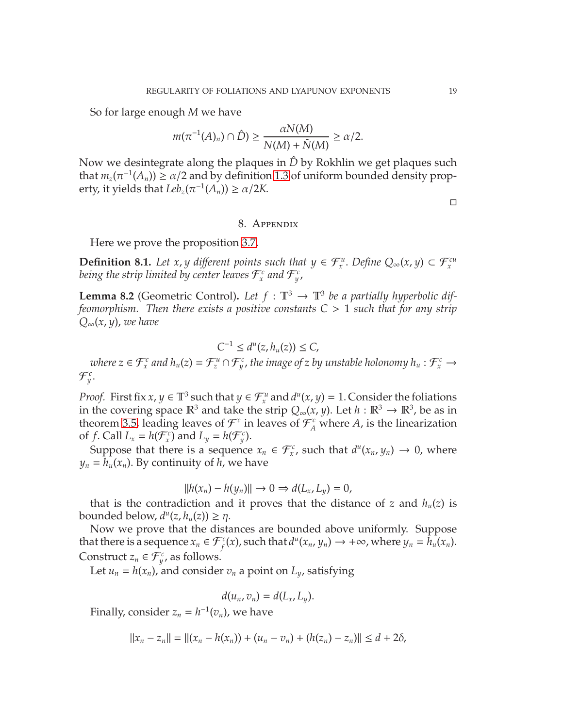So for large enough $M$ we have

$$m(\pi^{-1}(A)_n) \cap \hat{D}) \geq \frac{\alpha N(M)}{N(M) + \tilde{N}(M)} \geq \alpha/2.$$

Now we desintegrate along the plaques in $\hat{D}$ by Rokhlin we get plaques such that $m_z(\pi^{-1}(A_n)) \geq \alpha/2$ and by definition 1.3 of uniform bounded density property, it yields that $Leb_z(\pi^{-1}(A_n)) \geq \alpha/2K$.

∎

## 8. Appendix

Here we prove the proposition 3.7.

**Definition 8.1.** *Let $x, y$ different points such that $y \in \mathcal{F}^u_x$. Define $Q_\infty(x, y) \subset \mathcal{F}^{cu}_x$ being the strip limited by center leaves $\mathcal{F}^c_x$ and $\mathcal{F}^c_y$,*

**Lemma 8.2** (Geometric Control)**.** *Let $f : \mathbb{T}^3 \to \mathbb{T}^3$ be a partially hyperbolic diffeomorphism. Then there exists a positive constants $C > 1$ such that for any strip $Q_\infty(x, y)$, we have*

$$C^{-1} \leq d^u(z, h_u(z)) \leq C,$$

*where $z \in \mathcal{F}^c_x$ and $h_u(z) = \mathcal{F}^u_z \cap \mathcal{F}^c_y$, the image of $z$ by unstable holonomy $h_u : \mathcal{F}^c_x \to \mathcal{F}^c_y$.*

*Proof.* First fix $x, y \in \mathbb{T}^3$ such that $y \in \mathcal{F}^u_x$ and $d^u(x, y) = 1$. Consider the foliations in the covering space $\mathbb{R}^3$ and take the strip $Q_\infty(x, y)$. Let $h : \mathbb{R}^3 \to \mathbb{R}^3$, be as in theorem 3.5, leading leaves of $\mathcal{F}^c$ in leaves of $\mathcal{F}^c_A$ where $A$, is the linearization of $f$. Call $L_x = h(\mathcal{F}^c_x)$ and $L_y = h(\mathcal{F}^c_y)$.

Suppose that there is a sequence $x_n \in \mathcal{F}^c_x$, such that $d^u(x_n, y_n) \to 0$, where $y_n = h_u(x_n)$. By continuity of $h$, we have

$$\|h(x_n) - h(y_n)\| \to 0 \Rightarrow d(L_x, L_y) = 0,$$

that is the contradiction and it proves that the distance of $z$ and $h_u(z)$ is bounded below, $d^u(z, h_u(z)) \geq \eta$.

Now we prove that the distances are bounded above uniformly. Suppose that there is a sequence $x_n \in \mathcal{F}^c_f(x)$, such that $d^u(x_n, y_n) \to +\infty$, where $y_n = h_u(x_n)$. Construct $z_n \in \mathcal{F}^c_y$, as follows.

Let $u_n = h(x_n)$, and consider $v_n$ a point on $L_y$, satisfying

$$d(u_n, v_n) = d(L_x, L_y).$$

Finally, consider $z_n = h^{-1}(v_n)$, we have

$$\|x_n - z_n\| = \|(x_n - h(x_n)) + (u_n - v_n) + (h(z_n) - z_n)\| \leq d + 2\delta,$$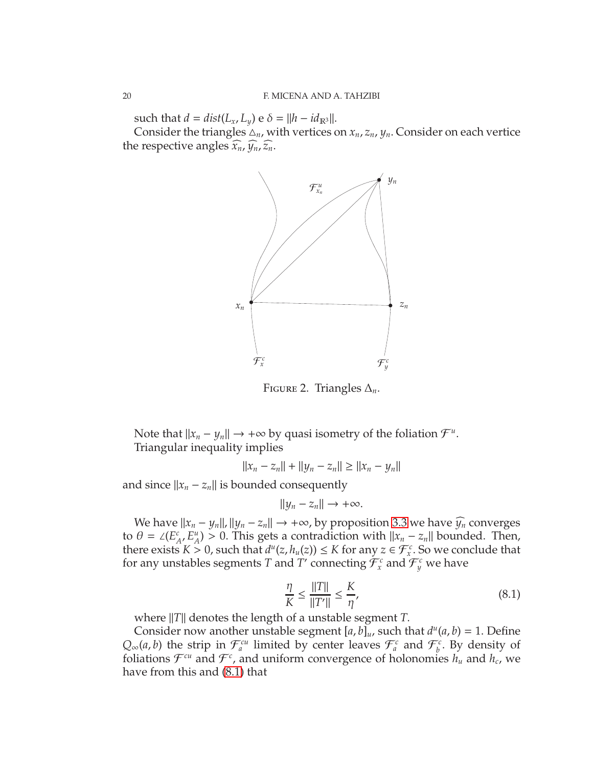such that $d = dist(L_x, L_y)$ e $\delta = \|h - id_{\mathbb{R}^3}\|$.

Consider the triangles $\triangle_n$, with vertices on $x_n, z_n, y_n$. Consider on each vertice the respective angles $\widehat{x_n}, \widehat{y_n}, \widehat{z_n}$.

Figure 2. Triangles $\Delta_n$.

Note that $\|x_n - y_n\| \to +\infty$ by quasi isometry of the foliation $\mathcal{F}^u$.

Triangular inequality implies

$$\|x_n - z_n\| + \|y_n - z_n\| \geq \|x_n - y_n\|$$

and since $\|x_n - z_n\|$ is bounded consequently

$$\|y_n - z_n\| \to +\infty.$$

We have $\|x_n - y_n\|, \|y_n - z_n\| \to +\infty$, by proposition 3.3 we have $\widehat{y_n}$ converges to $\theta = \angle(E^c_A, E^u_A) > 0$. This gets a contradiction with $\|x_n - z_n\|$ bounded. Then, there exists $K > 0$, such that $d^u(z, h_u(z)) \leq K$ for any $z \in \mathcal{F}^c_x$. So we conclude that for any unstables segments $T$ and $T'$ connecting $\mathcal{F}^c_x$ and $\mathcal{F}^c_y$ we have

$$\frac{\eta}{K} \leq \frac{\|T\|}{\|T'\|} \leq \frac{K}{\eta}, \tag{8.1}$$

where $\|T\|$ denotes the length of a unstable segment $T$.

Consider now another unstable segment $[a, b]_u$, such that $d^u(a, b) = 1$. Define $Q_\infty(a, b)$ the strip in $\mathcal{F}^{cu}_a$ limited by center leaves $\mathcal{F}^c_a$ and $\mathcal{F}^c_b$. By density of foliations $\mathcal{F}^{cu}$ and $\mathcal{F}^c$, and uniform convergence of holonomies $h_u$ and $h_c$, we have from this and (8.1) that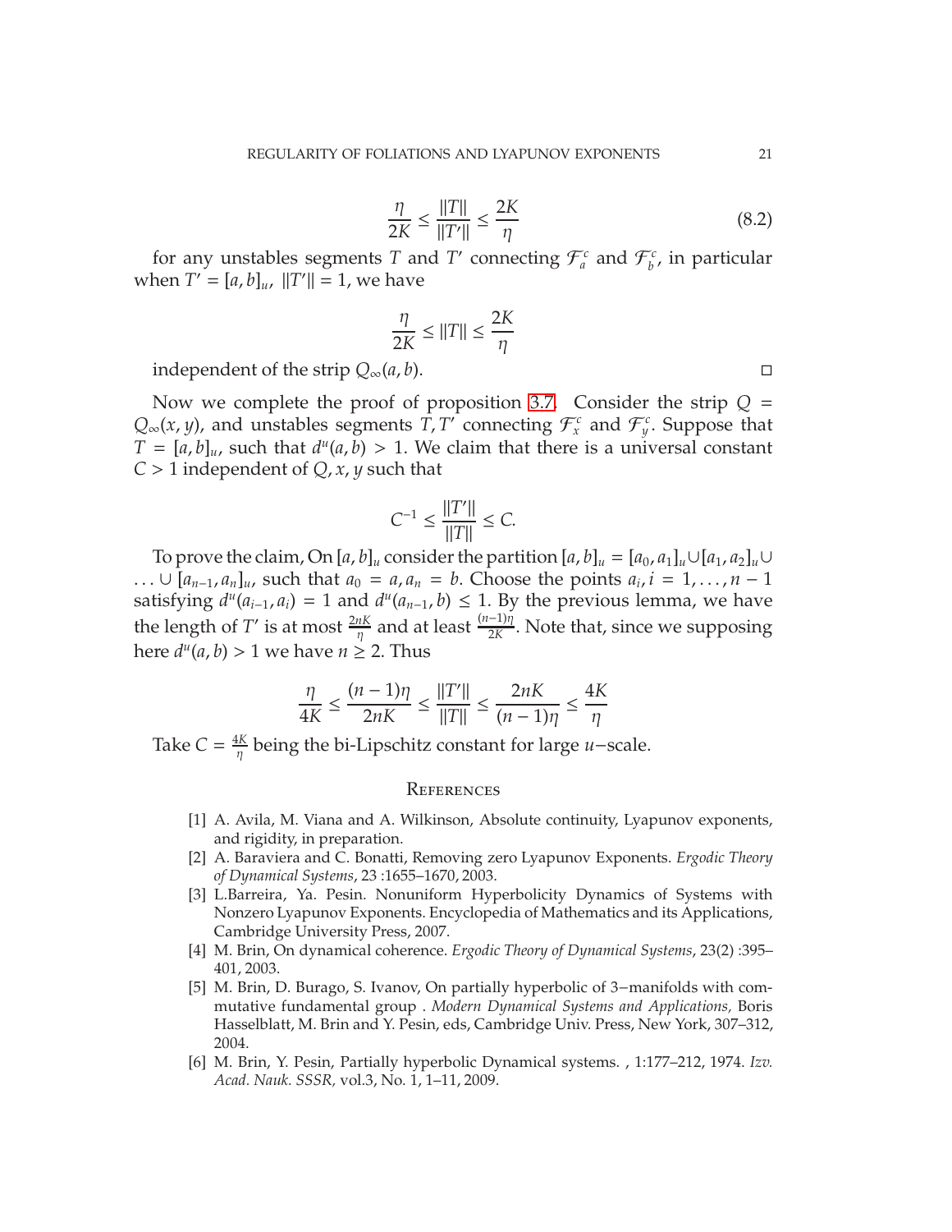$$\frac{\eta}{2K} \leq \frac{\|T\|}{\|T'\|} \leq \frac{2K}{\eta} \tag{8.2}$$

for any unstables segments $T$ and $T'$ connecting $\mathcal{F}^c_a$ and $\mathcal{F}^c_b$, in particular when $T' = [a, b]_u$, $\|T'\| = 1$, we have

$$\frac{\eta}{2K} \leq \|T\| \leq \frac{2K}{\eta}$$

independent of the strip $Q_\infty(a, b)$. □

Now we complete the proof of proposition 3.7. Consider the strip $Q = Q_\infty(x, y)$, and unstables segments $T, T'$ connecting $\mathcal{F}^c_x$ and $\mathcal{F}^c_y$. Suppose that $T = [a, b]_u$, such that $d^u(a, b) > 1$. We claim that there is a universal constant $C > 1$ independent of $Q, x, y$ such that

$$C^{-1} \leq \frac{\|T'\|}{\|T\|} \leq C.$$

To prove the claim, On $[a, b]_u$ consider the partition $[a, b]_u = [a_0, a_1]_u \cup [a_1, a_2]_u \cup \ldots \cup [a_{n-1}, a_n]_u$, such that $a_0 = a, a_n = b$. Choose the points $a_i, i = 1, \ldots, n-1$ satisfying $d^u(a_{i-1}, a_i) = 1$ and $d^u(a_{n-1}, b) \leq 1$. By the previous lemma, we have the length of $T'$ is at most $\frac{2nK}{\eta}$ and at least $\frac{(n-1)\eta}{2K}$. Note that, since we supposing here $d^u(a, b) > 1$ we have $n \geq 2$. Thus

$$\frac{\eta}{4K} \leq \frac{(n-1)\eta}{2nK} \leq \frac{\|T'\|}{\|T\|} \leq \frac{2nK}{(n-1)\eta} \leq \frac{4K}{\eta}$$

Take $C = \frac{4K}{\eta}$ being the bi-Lipschitz constant for large $u-$scale.

## References

[1] A. Avila, M. Viana and A. Wilkinson, Absolute continuity, Lyapunov exponents, and rigidity, in preparation.

[2] A. Baraviera and C. Bonatti, Removing zero Lyapunov Exponents. *Ergodic Theory of Dynamical Systems*, 23 :1655–1670, 2003.

[3] L.Barreira, Ya. Pesin. Nonuniform Hyperbolicity Dynamics of Systems with Nonzero Lyapunov Exponents. Encyclopedia of Mathematics and its Applications, Cambridge University Press, 2007.

[4] M. Brin, On dynamical coherence. *Ergodic Theory of Dynamical Systems*, 23(2) :395–401, 2003.

[5] M. Brin, D. Burago, S. Ivanov, On partially hyperbolic of 3−manifolds with commutative fundamental group . *Modern Dynamical Systems and Applications,* Boris Hasselblatt, M. Brin and Y. Pesin, eds, Cambridge Univ. Press, New York, 307–312, 2004.

[6] M. Brin, Y. Pesin, Partially hyperbolic Dynamical systems. , 1:177–212, 1974. *Izv. Acad. Nauk. SSSR,* vol.3, No. 1, 1–11, 2009.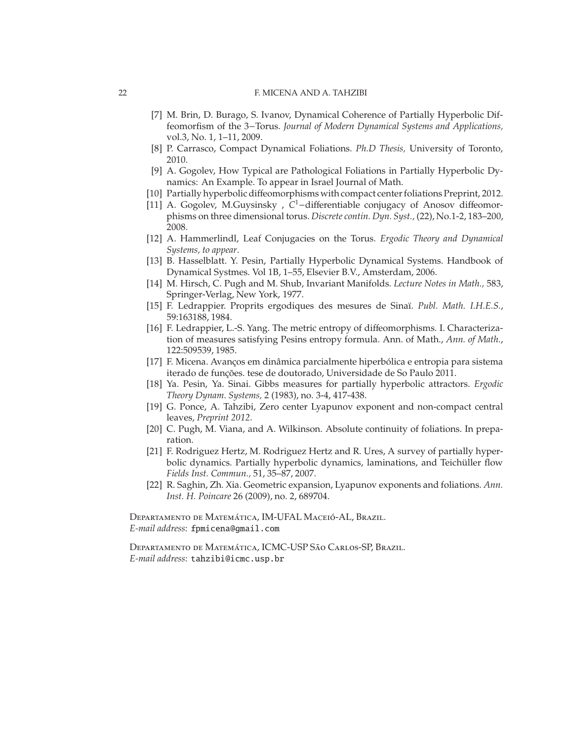[7] M. Brin, D. Burago, S. Ivanov, Dynamical Coherence of Partially Hyperbolic Diffeomorfism of the 3−Torus. *Journal of Modern Dynamical Systems and Applications,* vol.3, No. 1, 1–11, 2009.

[8] P. Carrasco, Compact Dynamical Foliations. *Ph.D Thesis,* University of Toronto, 2010.

[9] A. Gogolev, How Typical are Pathological Foliations in Partially Hyperbolic Dynamics: An Example. To appear in Israel Journal of Math.

[10] Partially hyperbolic diffeomorphisms with compact center foliations Preprint, 2012.

[11] A. Gogolev, M.Guysinsky , $C^1$−differentiable conjugacy of Anosov diffeomorphisms on three dimensional torus. *Discrete contin. Dyn. Syst.,* (22), No.1-2, 183–200, 2008.

[12] A. Hammerlindl, Leaf Conjugacies on the Torus. *Ergodic Theory and Dynamical Systems, to appear*.

[13] B. Hasselblatt. Y. Pesin, Partially Hyperbolic Dynamical Systems. Handbook of Dynamical Systmes. Vol 1B, 1–55, Elsevier B.V., Amsterdam, 2006.

[14] M. Hirsch, C. Pugh and M. Shub, Invariant Manifolds. *Lecture Notes in Math.,* 583, Springer-Verlag, New York, 1977.

[15] F. Ledrappier. Proprits ergodiques des mesures de Sinaï. *Publ. Math. I.H.E.S.*, 59:163188, 1984.

[16] F. Ledrappier, L.-S. Yang. The metric entropy of diffeomorphisms. I. Characterization of measures satisfying Pesins entropy formula. Ann. of Math., *Ann. of Math.*, 122:509539, 1985.

[17] F. Micena. Avanços em dinâmica parcialmente hiperbólica e entropia para sistema iterado de funções. tese de doutorado, Universidade de So Paulo 2011.

[18] Ya. Pesin, Ya. Sinai. Gibbs measures for partially hyperbolic attractors. *Ergodic Theory Dynam. Systems,* 2 (1983), no. 3-4, 417-438.

[19] G. Ponce, A. Tahzibi, Zero center Lyapunov exponent and non-compact central leaves, *Preprint 2012*.

[20] C. Pugh, M. Viana, and A. Wilkinson. Absolute continuity of foliations. In preparation.

[21] F. Rodriguez Hertz, M. Rodriguez Hertz and R. Ures, A survey of partially hyperbolic dynamics. Partially hyperbolic dynamics, laminations, and Teichüller flow *Fields Inst. Commun.,* 51, 35–87, 2007.

[22] R. Saghin, Zh. Xia. Geometric expansion, Lyapunov exponents and foliations. *Ann. Inst. H. Poincare* 26 (2009), no. 2, 689704.

Departamento de Matemática, IM-UFAL Maceió-AL, Brazil.
*E-mail address*: fpmicena@gmail.com

Departamento de Matemática, ICMC-USP São Carlos-SP, Brazil.
*E-mail address*: tahzibi@icmc.usp.br